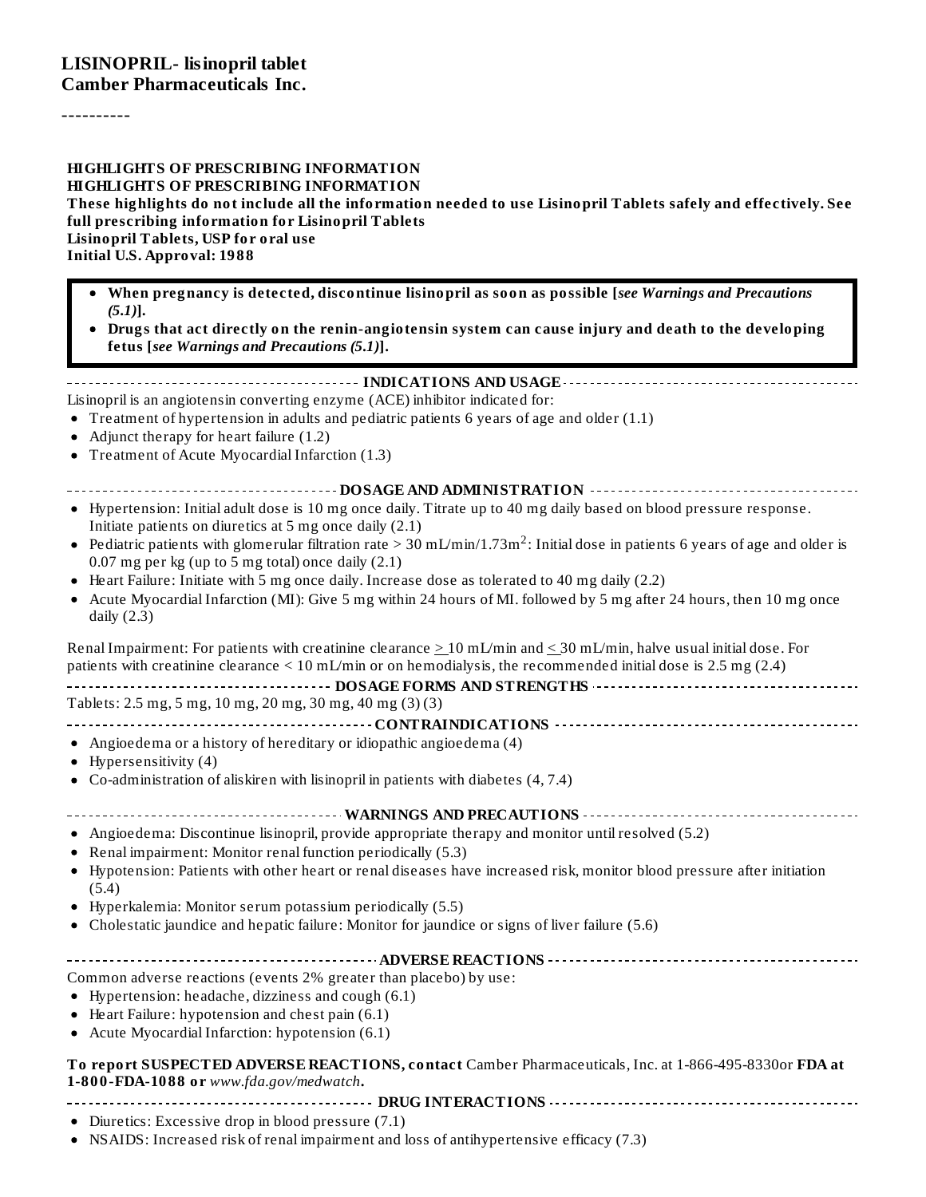**LISINOPRIL- lisinopril tablet**
**Camber Pharmaceuticals Inc.**

----------

**HIGHLIGHTS OF PRESCRIBING INFORMATION**
**HIGHLIGHTS OF PRESCRIBING INFORMATION**
**These highlights do not include all the information needed to use Lisinopril Tablets safely and effectively. See full prescribing information for Lisinopril Tablets**
**Lisinopril Tablets, USP for oral use**
**Initial U.S. Approval: 1988**

- **When pregnancy is detected, discontinue lisinopril as soon as possible [*see Warnings and Precautions (5.1)*].**
- **Drugs that act directly on the renin-angiotensin system can cause injury and death to the developing fetus [*see Warnings and Precautions (5.1)*].**

**INDICATIONS AND USAGE**

Lisinopril is an angiotensin converting enzyme (ACE) inhibitor indicated for:

- Treatment of hypertension in adults and pediatric patients 6 years of age and older (1.1)
- Adjunct therapy for heart failure (1.2)
- Treatment of Acute Myocardial Infarction (1.3)

**DOSAGE AND ADMINISTRATION**

- Hypertension: Initial adult dose is 10 mg once daily. Titrate up to 40 mg daily based on blood pressure response. Initiate patients on diuretics at 5 mg once daily (2.1)
- Pediatric patients with glomerular filtration rate > 30 mL/min/1.73m$^2$: Initial dose in patients 6 years of age and older is 0.07 mg per kg (up to 5 mg total) once daily (2.1)
- Heart Failure: Initiate with 5 mg once daily. Increase dose as tolerated to 40 mg daily (2.2)
- Acute Myocardial Infarction (MI): Give 5 mg within 24 hours of MI. followed by 5 mg after 24 hours, then 10 mg once daily (2.3)

Renal Impairment: For patients with creatinine clearance ≥ 10 mL/min and ≤ 30 mL/min, halve usual initial dose. For patients with creatinine clearance < 10 mL/min or on hemodialysis, the recommended initial dose is 2.5 mg (2.4)

**DOSAGE FORMS AND STRENGTHS**

Tablets: 2.5 mg, 5 mg, 10 mg, 20 mg, 30 mg, 40 mg (3) (3)

**CONTRAINDICATIONS**

- Angioedema or a history of hereditary or idiopathic angioedema (4)
- Hypersensitivity (4)
- Co-administration of aliskiren with lisinopril in patients with diabetes (4, 7.4)

**WARNINGS AND PRECAUTIONS**

- Angioedema: Discontinue lisinopril, provide appropriate therapy and monitor until resolved (5.2)
- Renal impairment: Monitor renal function periodically (5.3)
- Hypotension: Patients with other heart or renal diseases have increased risk, monitor blood pressure after initiation (5.4)
- Hyperkalemia: Monitor serum potassium periodically (5.5)
- Cholestatic jaundice and hepatic failure: Monitor for jaundice or signs of liver failure (5.6)

**ADVERSE REACTIONS**

Common adverse reactions (events 2% greater than placebo) by use:

- Hypertension: headache, dizziness and cough (6.1)
- Heart Failure: hypotension and chest pain (6.1)
- Acute Myocardial Infarction: hypotension (6.1)

**To report SUSPECTED ADVERSE REACTIONS, contact** Camber Pharmaceuticals, Inc. at 1-866-495-8330or **FDA at 1-800-FDA-1088 or** *www.fda.gov/medwatch***.**

**DRUG INTERACTIONS**

- Diuretics: Excessive drop in blood pressure (7.1)
- NSAIDS: Increased risk of renal impairment and loss of antihypertensive efficacy (7.3)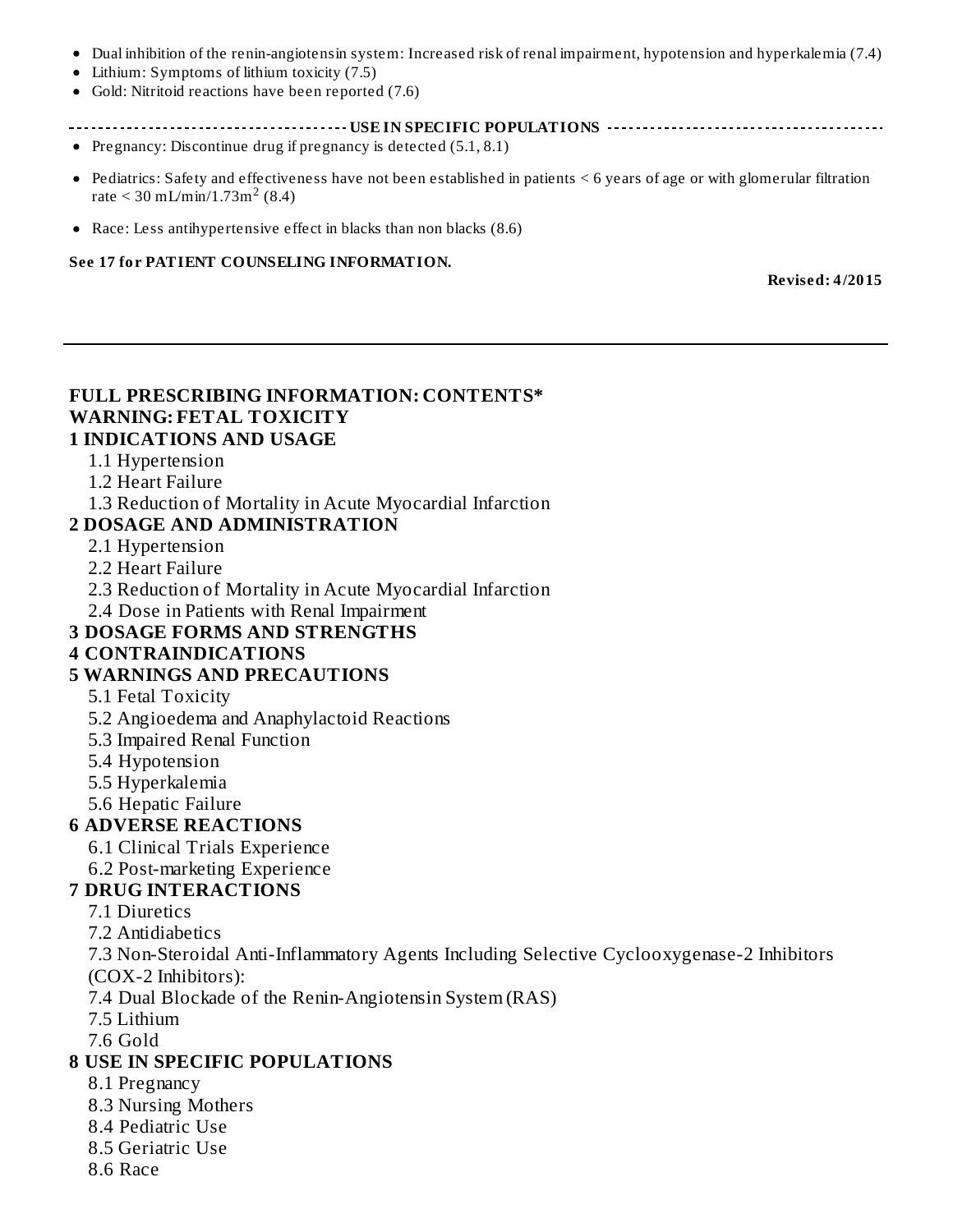- Dual inhibition of the renin-angiotensin system: Increased risk of renal impairment, hypotension and hyperkalemia (7.4)
- Lithium: Symptoms of lithium toxicity (7.5)
- Gold: Nitritoid reactions have been reported (7.6)

**USE IN SPECIFIC POPULATIONS**

- Pregnancy: Discontinue drug if pregnancy is detected (5.1, 8.1)
- Pediatrics: Safety and effectiveness have not been established in patients < 6 years of age or with glomerular filtration rate < 30 mL/min/1.73m$^2$ (8.4)
- Race: Less antihypertensive effect in blacks than non blacks (8.6)

**See 17 for PATIENT COUNSELING INFORMATION.**

**Revised: 4/2015**

---

# FULL PRESCRIBING INFORMATION: CONTENTS*

**WARNING: FETAL TOXICITY**

**1 INDICATIONS AND USAGE**
- 1.1 Hypertension
- 1.2 Heart Failure
- 1.3 Reduction of Mortality in Acute Myocardial Infarction

**2 DOSAGE AND ADMINISTRATION**
- 2.1 Hypertension
- 2.2 Heart Failure
- 2.3 Reduction of Mortality in Acute Myocardial Infarction
- 2.4 Dose in Patients with Renal Impairment

**3 DOSAGE FORMS AND STRENGTHS**

**4 CONTRAINDICATIONS**

**5 WARNINGS AND PRECAUTIONS**
- 5.1 Fetal Toxicity
- 5.2 Angioedema and Anaphylactoid Reactions
- 5.3 Impaired Renal Function
- 5.4 Hypotension
- 5.5 Hyperkalemia
- 5.6 Hepatic Failure

**6 ADVERSE REACTIONS**
- 6.1 Clinical Trials Experience
- 6.2 Post-marketing Experience

**7 DRUG INTERACTIONS**
- 7.1 Diuretics
- 7.2 Antidiabetics
- 7.3 Non-Steroidal Anti-Inflammatory Agents Including Selective Cyclooxygenase-2 Inhibitors (COX-2 Inhibitors):
- 7.4 Dual Blockade of the Renin-Angiotensin System (RAS)
- 7.5 Lithium
- 7.6 Gold

**8 USE IN SPECIFIC POPULATIONS**
- 8.1 Pregnancy
- 8.3 Nursing Mothers
- 8.4 Pediatric Use
- 8.5 Geriatric Use
- 8.6 Race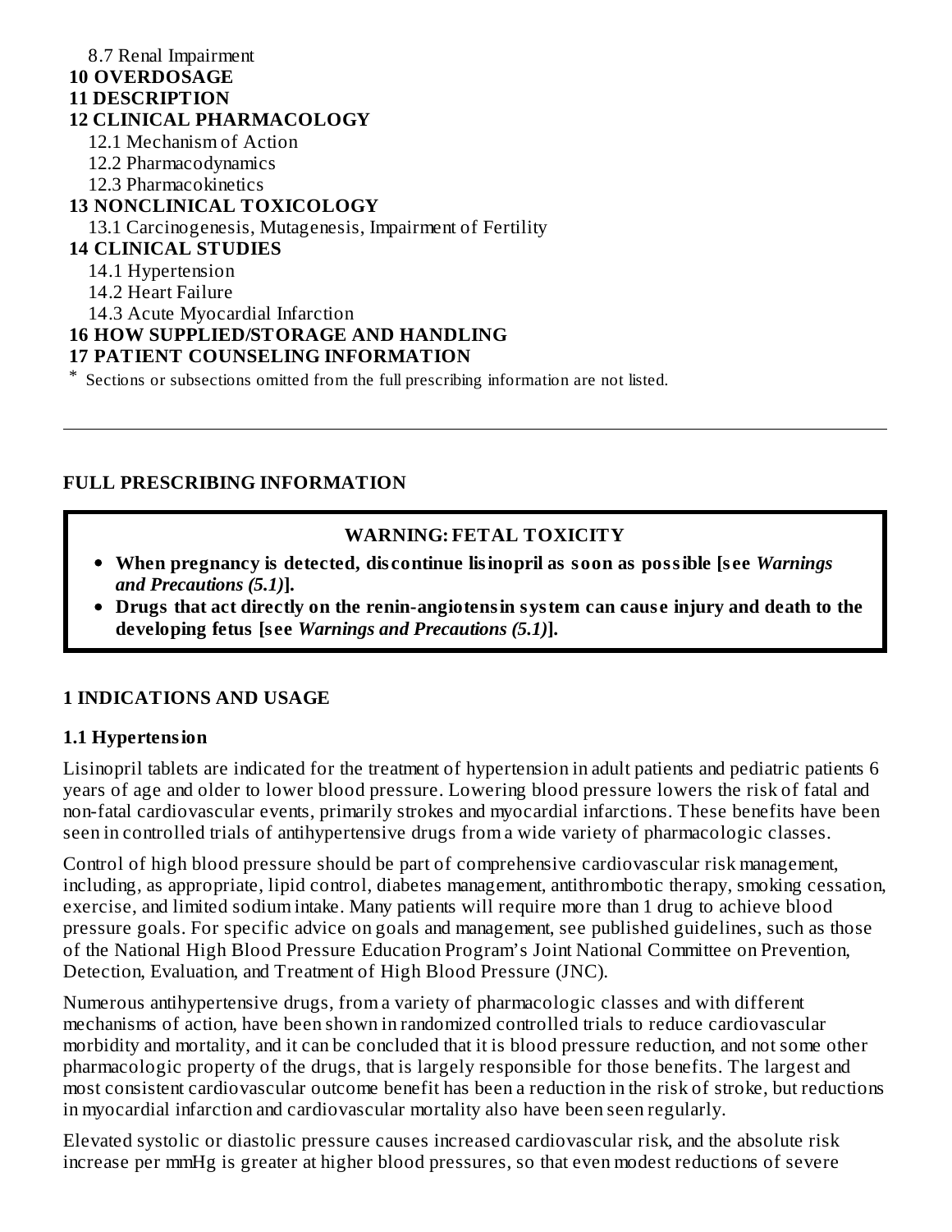8.7 Renal Impairment

**10 OVERDOSAGE**

**11 DESCRIPTION**

**12 CLINICAL PHARMACOLOGY**

12.1 Mechanism of Action

12.2 Pharmacodynamics

12.3 Pharmacokinetics

**13 NONCLINICAL TOXICOLOGY**

13.1 Carcinogenesis, Mutagenesis, Impairment of Fertility

**14 CLINICAL STUDIES**

14.1 Hypertension

14.2 Heart Failure

14.3 Acute Myocardial Infarction

**16 HOW SUPPLIED/STORAGE AND HANDLING**

**17 PATIENT COUNSELING INFORMATION**

* Sections or subsections omitted from the full prescribing information are not listed.

---

## FULL PRESCRIBING INFORMATION

**WARNING: FETAL TOXICITY**

- **When pregnancy is detected, discontinue lisinopril as soon as possible [see *Warnings and Precautions (5.1)*].**
- **Drugs that act directly on the renin-angiotensin system can cause injury and death to the developing fetus [see *Warnings and Precautions (5.1)*].**

## 1 INDICATIONS AND USAGE

### 1.1 Hypertension

Lisinopril tablets are indicated for the treatment of hypertension in adult patients and pediatric patients 6 years of age and older to lower blood pressure. Lowering blood pressure lowers the risk of fatal and non-fatal cardiovascular events, primarily strokes and myocardial infarctions. These benefits have been seen in controlled trials of antihypertensive drugs from a wide variety of pharmacologic classes.

Control of high blood pressure should be part of comprehensive cardiovascular risk management, including, as appropriate, lipid control, diabetes management, antithrombotic therapy, smoking cessation, exercise, and limited sodium intake. Many patients will require more than 1 drug to achieve blood pressure goals. For specific advice on goals and management, see published guidelines, such as those of the National High Blood Pressure Education Program's Joint National Committee on Prevention, Detection, Evaluation, and Treatment of High Blood Pressure (JNC).

Numerous antihypertensive drugs, from a variety of pharmacologic classes and with different mechanisms of action, have been shown in randomized controlled trials to reduce cardiovascular morbidity and mortality, and it can be concluded that it is blood pressure reduction, and not some other pharmacologic property of the drugs, that is largely responsible for those benefits. The largest and most consistent cardiovascular outcome benefit has been a reduction in the risk of stroke, but reductions in myocardial infarction and cardiovascular mortality also have been seen regularly.

Elevated systolic or diastolic pressure causes increased cardiovascular risk, and the absolute risk increase per mmHg is greater at higher blood pressures, so that even modest reductions of severe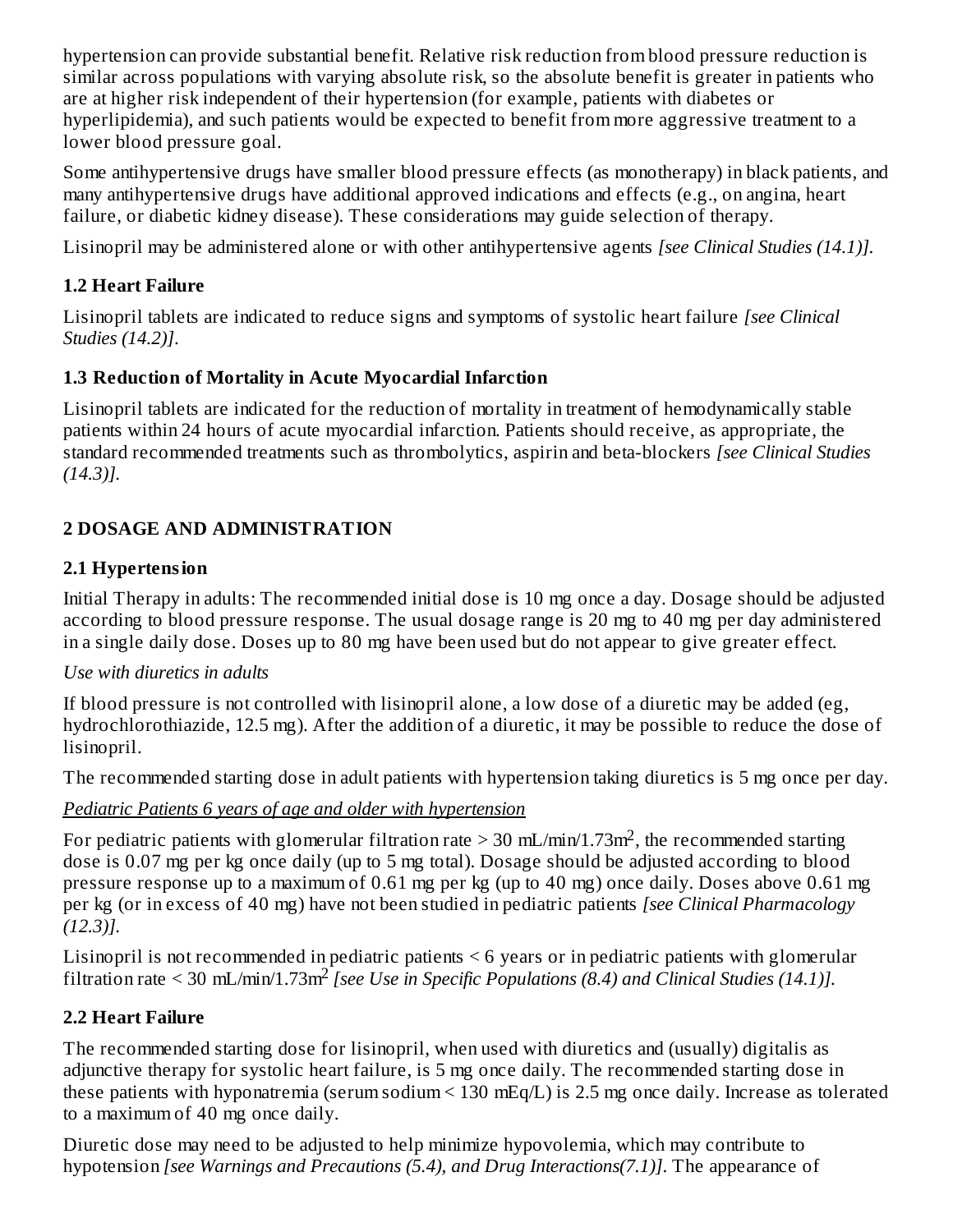hypertension can provide substantial benefit. Relative risk reduction from blood pressure reduction is similar across populations with varying absolute risk, so the absolute benefit is greater in patients who are at higher risk independent of their hypertension (for example, patients with diabetes or hyperlipidemia), and such patients would be expected to benefit from more aggressive treatment to a lower blood pressure goal.

Some antihypertensive drugs have smaller blood pressure effects (as monotherapy) in black patients, and many antihypertensive drugs have additional approved indications and effects (e.g., on angina, heart failure, or diabetic kidney disease). These considerations may guide selection of therapy.

Lisinopril may be administered alone or with other antihypertensive agents *[see Clinical Studies (14.1)]*.

### 1.2 Heart Failure

Lisinopril tablets are indicated to reduce signs and symptoms of systolic heart failure *[see Clinical Studies (14.2)]*.

### 1.3 Reduction of Mortality in Acute Myocardial Infarction

Lisinopril tablets are indicated for the reduction of mortality in treatment of hemodynamically stable patients within 24 hours of acute myocardial infarction. Patients should receive, as appropriate, the standard recommended treatments such as thrombolytics, aspirin and beta-blockers *[see Clinical Studies (14.3)]*.

## 2 DOSAGE AND ADMINISTRATION

### 2.1 Hypertension

Initial Therapy in adults: The recommended initial dose is 10 mg once a day. Dosage should be adjusted according to blood pressure response. The usual dosage range is 20 mg to 40 mg per day administered in a single daily dose. Doses up to 80 mg have been used but do not appear to give greater effect.

*Use with diuretics in adults*

If blood pressure is not controlled with lisinopril alone, a low dose of a diuretic may be added (eg, hydrochlorothiazide, 12.5 mg). After the addition of a diuretic, it may be possible to reduce the dose of lisinopril.

The recommended starting dose in adult patients with hypertension taking diuretics is 5 mg once per day.

*Pediatric Patients 6 years of age and older with hypertension*

For pediatric patients with glomerular filtration rate > 30 mL/min/1.73m$^2$, the recommended starting dose is 0.07 mg per kg once daily (up to 5 mg total). Dosage should be adjusted according to blood pressure response up to a maximum of 0.61 mg per kg (up to 40 mg) once daily. Doses above 0.61 mg per kg (or in excess of 40 mg) have not been studied in pediatric patients *[see Clinical Pharmacology (12.3)]*.

Lisinopril is not recommended in pediatric patients < 6 years or in pediatric patients with glomerular filtration rate < 30 mL/min/1.73m$^2$ *[see Use in Specific Populations (8.4) and Clinical Studies (14.1)]*.

### 2.2 Heart Failure

The recommended starting dose for lisinopril, when used with diuretics and (usually) digitalis as adjunctive therapy for systolic heart failure, is 5 mg once daily. The recommended starting dose in these patients with hyponatremia (serum sodium < 130 mEq/L) is 2.5 mg once daily. Increase as tolerated to a maximum of 40 mg once daily.

Diuretic dose may need to be adjusted to help minimize hypovolemia, which may contribute to hypotension *[see Warnings and Precautions (5.4), and Drug Interactions(7.1)]*. The appearance of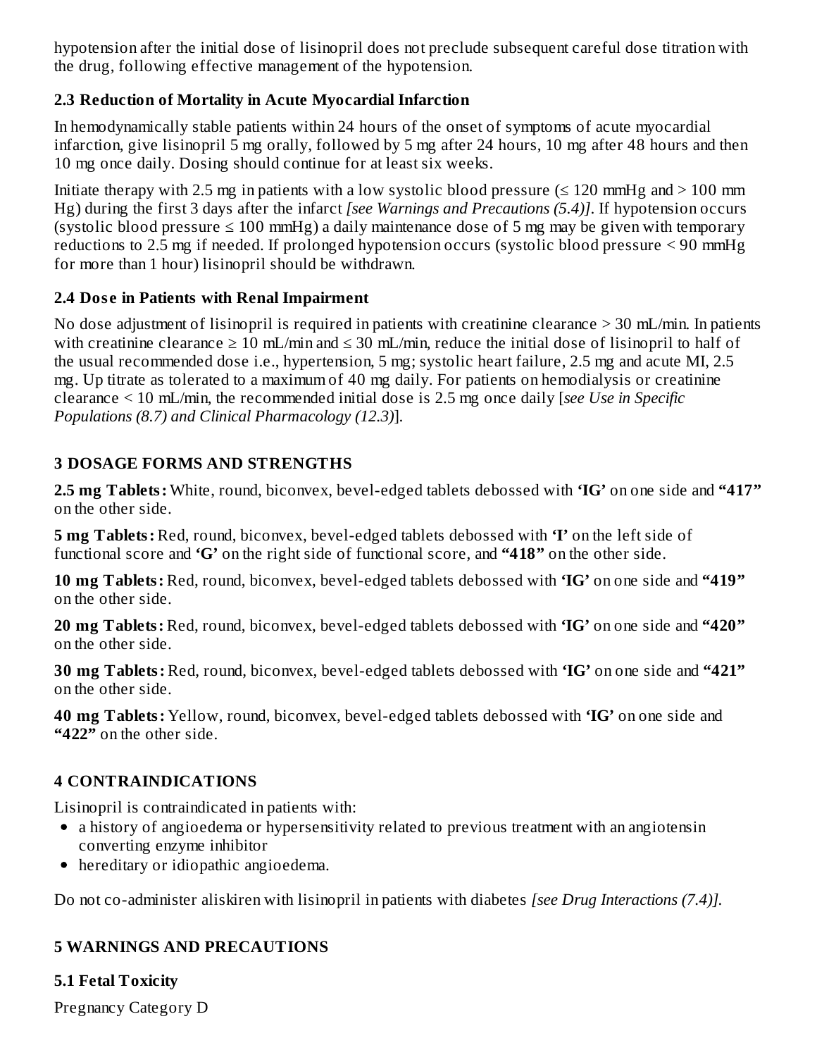hypotension after the initial dose of lisinopril does not preclude subsequent careful dose titration with the drug, following effective management of the hypotension.

### 2.3 Reduction of Mortality in Acute Myocardial Infarction

In hemodynamically stable patients within 24 hours of the onset of symptoms of acute myocardial infarction, give lisinopril 5 mg orally, followed by 5 mg after 24 hours, 10 mg after 48 hours and then 10 mg once daily. Dosing should continue for at least six weeks.

Initiate therapy with 2.5 mg in patients with a low systolic blood pressure (≤ 120 mmHg and > 100 mm Hg) during the first 3 days after the infarct *[see Warnings and Precautions (5.4)]*. If hypotension occurs (systolic blood pressure ≤ 100 mmHg) a daily maintenance dose of 5 mg may be given with temporary reductions to 2.5 mg if needed. If prolonged hypotension occurs (systolic blood pressure < 90 mmHg for more than 1 hour) lisinopril should be withdrawn.

### 2.4 Dose in Patients with Renal Impairment

No dose adjustment of lisinopril is required in patients with creatinine clearance > 30 mL/min. In patients with creatinine clearance ≥ 10 mL/min and ≤ 30 mL/min, reduce the initial dose of lisinopril to half of the usual recommended dose i.e., hypertension, 5 mg; systolic heart failure, 2.5 mg and acute MI, 2.5 mg. Up titrate as tolerated to a maximum of 40 mg daily. For patients on hemodialysis or creatinine clearance < 10 mL/min, the recommended initial dose is 2.5 mg once daily [*see Use in Specific Populations (8.7) and Clinical Pharmacology (12.3)*].

## 3 DOSAGE FORMS AND STRENGTHS

**2.5 mg Tablets:** White, round, biconvex, bevel-edged tablets debossed with **'IG'** on one side and **"417"** on the other side.

**5 mg Tablets:** Red, round, biconvex, bevel-edged tablets debossed with **'I'** on the left side of functional score and **'G'** on the right side of functional score, and **"418"** on the other side.

**10 mg Tablets:** Red, round, biconvex, bevel-edged tablets debossed with **'IG'** on one side and **"419"** on the other side.

**20 mg Tablets:** Red, round, biconvex, bevel-edged tablets debossed with **'IG'** on one side and **"420"** on the other side.

**30 mg Tablets:** Red, round, biconvex, bevel-edged tablets debossed with **'IG'** on one side and **"421"** on the other side.

**40 mg Tablets:** Yellow, round, biconvex, bevel-edged tablets debossed with **'IG'** on one side and **"422"** on the other side.

## 4 CONTRAINDICATIONS

Lisinopril is contraindicated in patients with:

- a history of angioedema or hypersensitivity related to previous treatment with an angiotensin converting enzyme inhibitor
- hereditary or idiopathic angioedema.

Do not co-administer aliskiren with lisinopril in patients with diabetes *[see Drug Interactions (7.4)]*.

## 5 WARNINGS AND PRECAUTIONS

### 5.1 Fetal Toxicity

Pregnancy Category D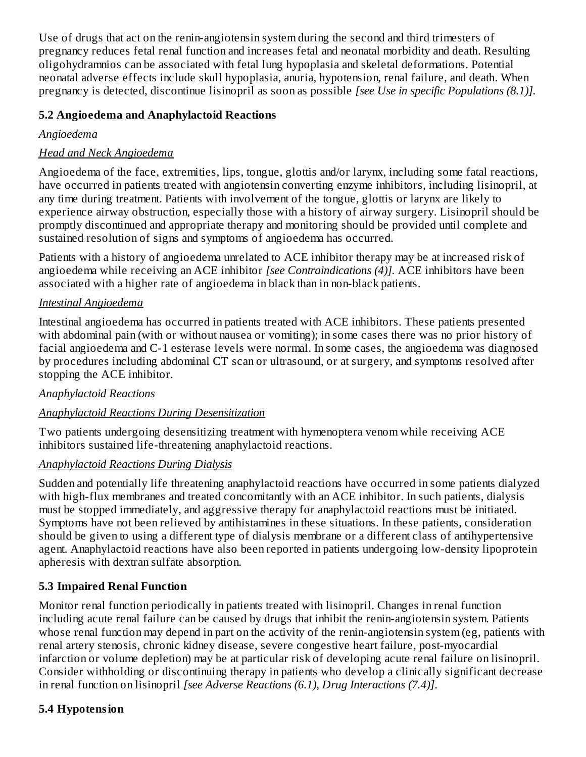Use of drugs that act on the renin-angiotensin system during the second and third trimesters of pregnancy reduces fetal renal function and increases fetal and neonatal morbidity and death. Resulting oligohydramnios can be associated with fetal lung hypoplasia and skeletal deformations. Potential neonatal adverse effects include skull hypoplasia, anuria, hypotension, renal failure, and death. When pregnancy is detected, discontinue lisinopril as soon as possible *[see Use in specific Populations (8.1)]*.

### 5.2 Angioedema and Anaphylactoid Reactions

*Angioedema*

*Head and Neck Angioedema*

Angioedema of the face, extremities, lips, tongue, glottis and/or larynx, including some fatal reactions, have occurred in patients treated with angiotensin converting enzyme inhibitors, including lisinopril, at any time during treatment. Patients with involvement of the tongue, glottis or larynx are likely to experience airway obstruction, especially those with a history of airway surgery. Lisinopril should be promptly discontinued and appropriate therapy and monitoring should be provided until complete and sustained resolution of signs and symptoms of angioedema has occurred.

Patients with a history of angioedema unrelated to ACE inhibitor therapy may be at increased risk of angioedema while receiving an ACE inhibitor *[see Contraindications (4)]*. ACE inhibitors have been associated with a higher rate of angioedema in black than in non-black patients.

*Intestinal Angioedema*

Intestinal angioedema has occurred in patients treated with ACE inhibitors. These patients presented with abdominal pain (with or without nausea or vomiting); in some cases there was no prior history of facial angioedema and C-1 esterase levels were normal. In some cases, the angioedema was diagnosed by procedures including abdominal CT scan or ultrasound, or at surgery, and symptoms resolved after stopping the ACE inhibitor.

*Anaphylactoid Reactions*

*Anaphylactoid Reactions During Desensitization*

Two patients undergoing desensitizing treatment with hymenoptera venom while receiving ACE inhibitors sustained life-threatening anaphylactoid reactions.

*Anaphylactoid Reactions During Dialysis*

Sudden and potentially life threatening anaphylactoid reactions have occurred in some patients dialyzed with high-flux membranes and treated concomitantly with an ACE inhibitor. In such patients, dialysis must be stopped immediately, and aggressive therapy for anaphylactoid reactions must be initiated. Symptoms have not been relieved by antihistamines in these situations. In these patients, consideration should be given to using a different type of dialysis membrane or a different class of antihypertensive agent. Anaphylactoid reactions have also been reported in patients undergoing low-density lipoprotein apheresis with dextran sulfate absorption.

### 5.3 Impaired Renal Function

Monitor renal function periodically in patients treated with lisinopril. Changes in renal function including acute renal failure can be caused by drugs that inhibit the renin-angiotensin system. Patients whose renal function may depend in part on the activity of the renin-angiotensin system (eg, patients with renal artery stenosis, chronic kidney disease, severe congestive heart failure, post-myocardial infarction or volume depletion) may be at particular risk of developing acute renal failure on lisinopril. Consider withholding or discontinuing therapy in patients who develop a clinically significant decrease in renal function on lisinopril *[see Adverse Reactions (6.1), Drug Interactions (7.4)]*.

### 5.4 Hypotension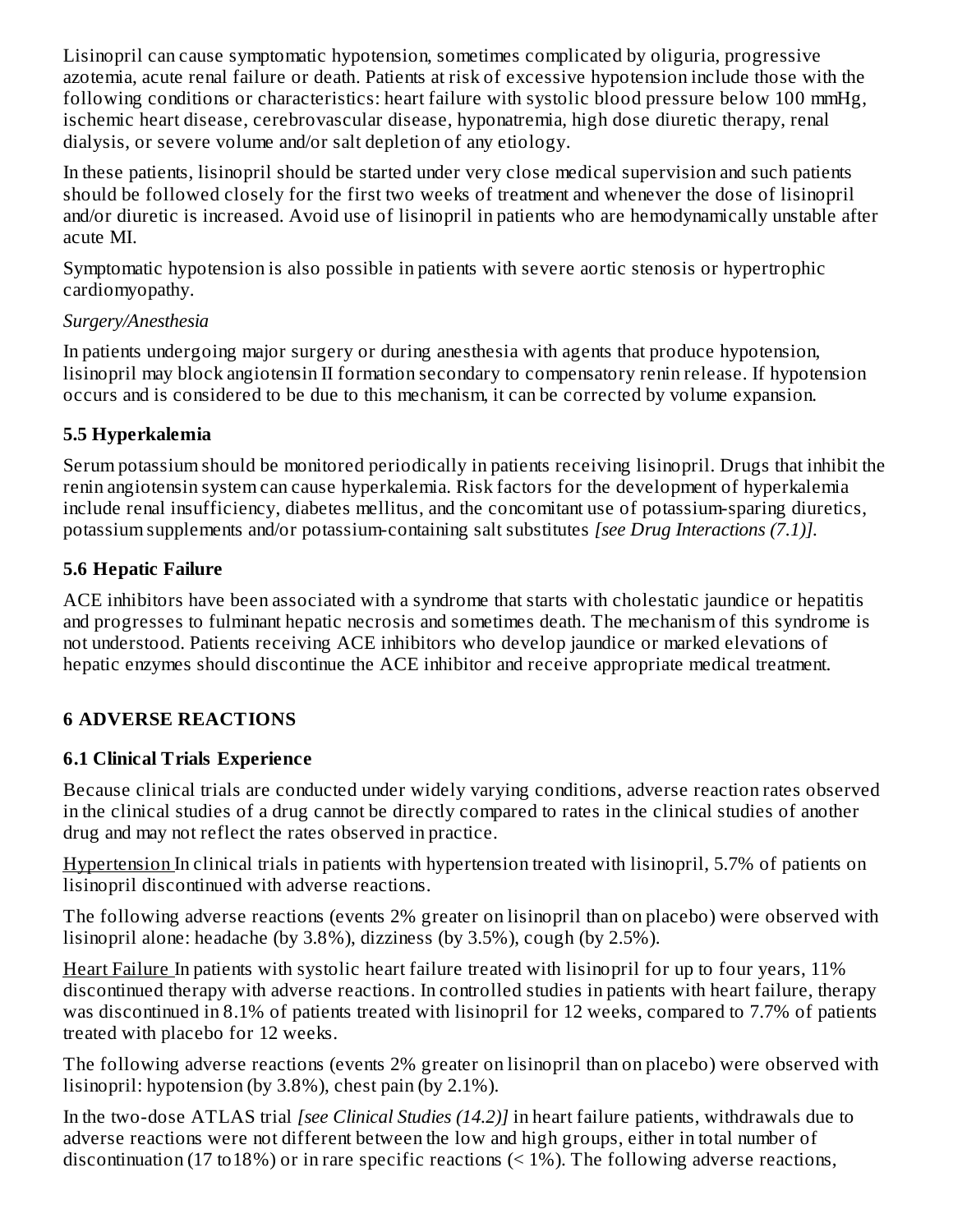Lisinopril can cause symptomatic hypotension, sometimes complicated by oliguria, progressive azotemia, acute renal failure or death. Patients at risk of excessive hypotension include those with the following conditions or characteristics: heart failure with systolic blood pressure below 100 mmHg, ischemic heart disease, cerebrovascular disease, hyponatremia, high dose diuretic therapy, renal dialysis, or severe volume and/or salt depletion of any etiology.

In these patients, lisinopril should be started under very close medical supervision and such patients should be followed closely for the first two weeks of treatment and whenever the dose of lisinopril and/or diuretic is increased. Avoid use of lisinopril in patients who are hemodynamically unstable after acute MI.

Symptomatic hypotension is also possible in patients with severe aortic stenosis or hypertrophic cardiomyopathy.

*Surgery/Anesthesia*

In patients undergoing major surgery or during anesthesia with agents that produce hypotension, lisinopril may block angiotensin II formation secondary to compensatory renin release. If hypotension occurs and is considered to be due to this mechanism, it can be corrected by volume expansion.

### 5.5 Hyperkalemia

Serum potassium should be monitored periodically in patients receiving lisinopril. Drugs that inhibit the renin angiotensin system can cause hyperkalemia. Risk factors for the development of hyperkalemia include renal insufficiency, diabetes mellitus, and the concomitant use of potassium-sparing diuretics, potassium supplements and/or potassium-containing salt substitutes *[see Drug Interactions (7.1)]*.

### 5.6 Hepatic Failure

ACE inhibitors have been associated with a syndrome that starts with cholestatic jaundice or hepatitis and progresses to fulminant hepatic necrosis and sometimes death. The mechanism of this syndrome is not understood. Patients receiving ACE inhibitors who develop jaundice or marked elevations of hepatic enzymes should discontinue the ACE inhibitor and receive appropriate medical treatment.

## 6 ADVERSE REACTIONS

### 6.1 Clinical Trials Experience

Because clinical trials are conducted under widely varying conditions, adverse reaction rates observed in the clinical studies of a drug cannot be directly compared to rates in the clinical studies of another drug and may not reflect the rates observed in practice.

Hypertension In clinical trials in patients with hypertension treated with lisinopril, 5.7% of patients on lisinopril discontinued with adverse reactions.

The following adverse reactions (events 2% greater on lisinopril than on placebo) were observed with lisinopril alone: headache (by 3.8%), dizziness (by 3.5%), cough (by 2.5%).

Heart Failure In patients with systolic heart failure treated with lisinopril for up to four years, 11% discontinued therapy with adverse reactions. In controlled studies in patients with heart failure, therapy was discontinued in 8.1% of patients treated with lisinopril for 12 weeks, compared to 7.7% of patients treated with placebo for 12 weeks.

The following adverse reactions (events 2% greater on lisinopril than on placebo) were observed with lisinopril: hypotension (by 3.8%), chest pain (by 2.1%).

In the two-dose ATLAS trial *[see Clinical Studies (14.2)]* in heart failure patients, withdrawals due to adverse reactions were not different between the low and high groups, either in total number of discontinuation (17 to18%) or in rare specific reactions (< 1%). The following adverse reactions,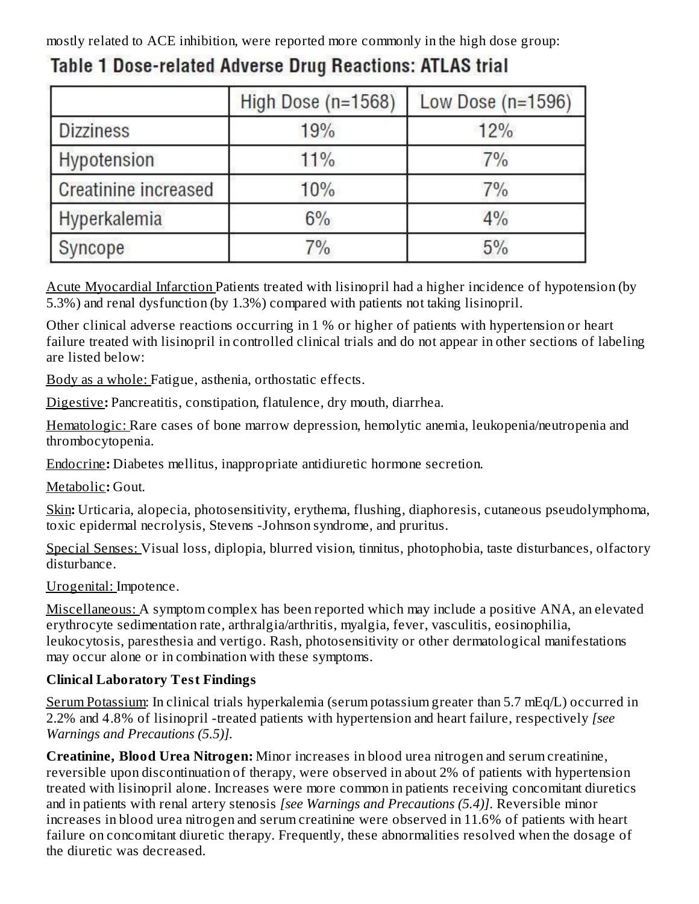mostly related to ACE inhibition, were reported more commonly in the high dose group:

**Table 1 Dose-related Adverse Drug Reactions: ATLAS trial**

| | High Dose (n=1568) | Low Dose (n=1596) |
|---|---|---|
| Dizziness | 19% | 12% |
| Hypotension | 11% | 7% |
| Creatinine increased | 10% | 7% |
| Hyperkalemia | 6% | 4% |
| Syncope | 7% | 5% |

Acute Myocardial Infarction Patients treated with lisinopril had a higher incidence of hypotension (by 5.3%) and renal dysfunction (by 1.3%) compared with patients not taking lisinopril.

Other clinical adverse reactions occurring in 1 % or higher of patients with hypertension or heart failure treated with lisinopril in controlled clinical trials and do not appear in other sections of labeling are listed below:

Body as a whole: Fatigue, asthenia, orthostatic effects.

Digestive**:** Pancreatitis, constipation, flatulence, dry mouth, diarrhea.

Hematologic: Rare cases of bone marrow depression, hemolytic anemia, leukopenia/neutropenia and thrombocytopenia.

Endocrine**:** Diabetes mellitus, inappropriate antidiuretic hormone secretion.

Metabolic**:** Gout.

Skin**:** Urticaria, alopecia, photosensitivity, erythema, flushing, diaphoresis, cutaneous pseudolymphoma, toxic epidermal necrolysis, Stevens -Johnson syndrome, and pruritus.

Special Senses: Visual loss, diplopia, blurred vision, tinnitus, photophobia, taste disturbances, olfactory disturbance.

Urogenital: Impotence.

Miscellaneous: A symptom complex has been reported which may include a positive ANA, an elevated erythrocyte sedimentation rate, arthralgia/arthritis, myalgia, fever, vasculitis, eosinophilia, leukocytosis, paresthesia and vertigo. Rash, photosensitivity or other dermatological manifestations may occur alone or in combination with these symptoms.

**Clinical Laboratory Test Findings**

Serum Potassium: In clinical trials hyperkalemia (serum potassium greater than 5.7 mEq/L) occurred in 2.2% and 4.8% of lisinopril -treated patients with hypertension and heart failure, respectively *[see Warnings and Precautions (5.5)].*

**Creatinine, Blood Urea Nitrogen:** Minor increases in blood urea nitrogen and serum creatinine, reversible upon discontinuation of therapy, were observed in about 2% of patients with hypertension treated with lisinopril alone. Increases were more common in patients receiving concomitant diuretics and in patients with renal artery stenosis *[see Warnings and Precautions (5.4)]*. Reversible minor increases in blood urea nitrogen and serum creatinine were observed in 11.6% of patients with heart failure on concomitant diuretic therapy. Frequently, these abnormalities resolved when the dosage of the diuretic was decreased.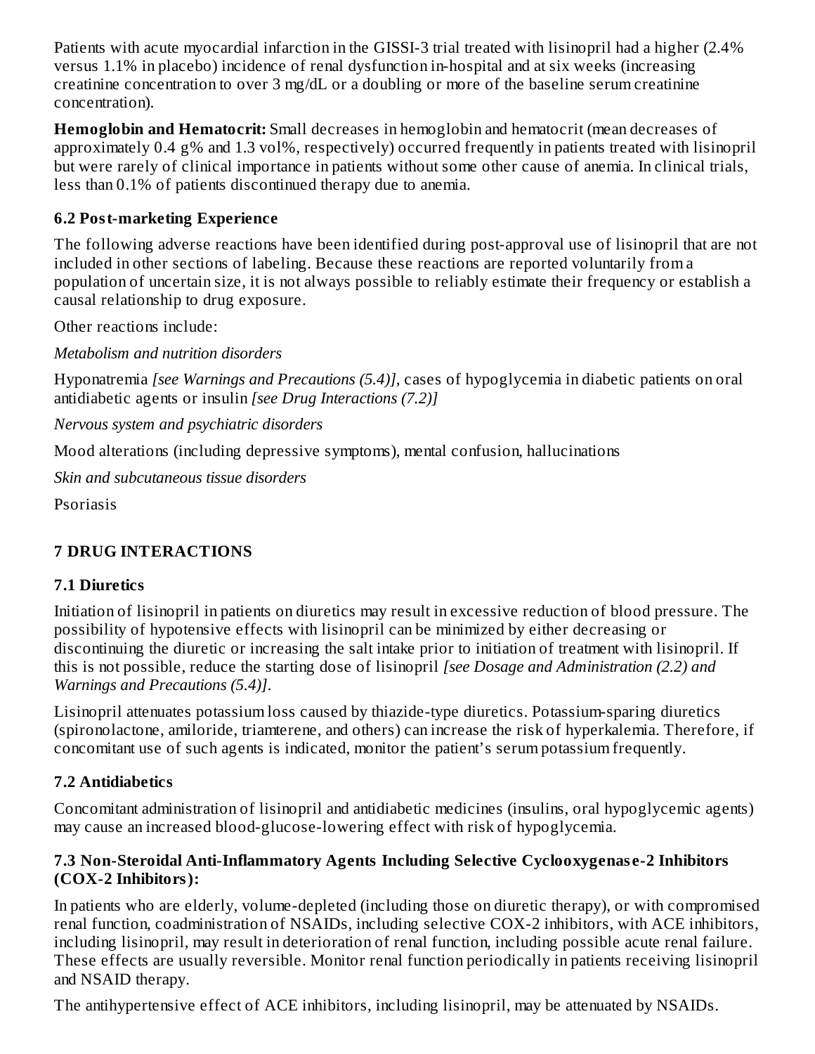Patients with acute myocardial infarction in the GISSI-3 trial treated with lisinopril had a higher (2.4% versus 1.1% in placebo) incidence of renal dysfunction in-hospital and at six weeks (increasing creatinine concentration to over 3 mg/dL or a doubling or more of the baseline serum creatinine concentration).

**Hemoglobin and Hematocrit:** Small decreases in hemoglobin and hematocrit (mean decreases of approximately 0.4 g% and 1.3 vol%, respectively) occurred frequently in patients treated with lisinopril but were rarely of clinical importance in patients without some other cause of anemia. In clinical trials, less than 0.1% of patients discontinued therapy due to anemia.

### 6.2 Post-marketing Experience

The following adverse reactions have been identified during post-approval use of lisinopril that are not included in other sections of labeling. Because these reactions are reported voluntarily from a population of uncertain size, it is not always possible to reliably estimate their frequency or establish a causal relationship to drug exposure.

Other reactions include:

*Metabolism and nutrition disorders*

Hyponatremia *[see Warnings and Precautions (5.4)]*, cases of hypoglycemia in diabetic patients on oral antidiabetic agents or insulin *[see Drug Interactions (7.2)]*

*Nervous system and psychiatric disorders*

Mood alterations (including depressive symptoms), mental confusion, hallucinations

*Skin and subcutaneous tissue disorders*

Psoriasis

## 7 DRUG INTERACTIONS

### 7.1 Diuretics

Initiation of lisinopril in patients on diuretics may result in excessive reduction of blood pressure. The possibility of hypotensive effects with lisinopril can be minimized by either decreasing or discontinuing the diuretic or increasing the salt intake prior to initiation of treatment with lisinopril. If this is not possible, reduce the starting dose of lisinopril *[see Dosage and Administration (2.2) and Warnings and Precautions (5.4)]*.

Lisinopril attenuates potassium loss caused by thiazide-type diuretics. Potassium-sparing diuretics (spironolactone, amiloride, triamterene, and others) can increase the risk of hyperkalemia. Therefore, if concomitant use of such agents is indicated, monitor the patient's serum potassium frequently.

### 7.2 Antidiabetics

Concomitant administration of lisinopril and antidiabetic medicines (insulins, oral hypoglycemic agents) may cause an increased blood-glucose-lowering effect with risk of hypoglycemia.

### 7.3 Non-Steroidal Anti-Inflammatory Agents Including Selective Cyclooxygenase-2 Inhibitors (COX-2 Inhibitors):

In patients who are elderly, volume-depleted (including those on diuretic therapy), or with compromised renal function, coadministration of NSAIDs, including selective COX-2 inhibitors, with ACE inhibitors, including lisinopril, may result in deterioration of renal function, including possible acute renal failure. These effects are usually reversible. Monitor renal function periodically in patients receiving lisinopril and NSAID therapy.

The antihypertensive effect of ACE inhibitors, including lisinopril, may be attenuated by NSAIDs.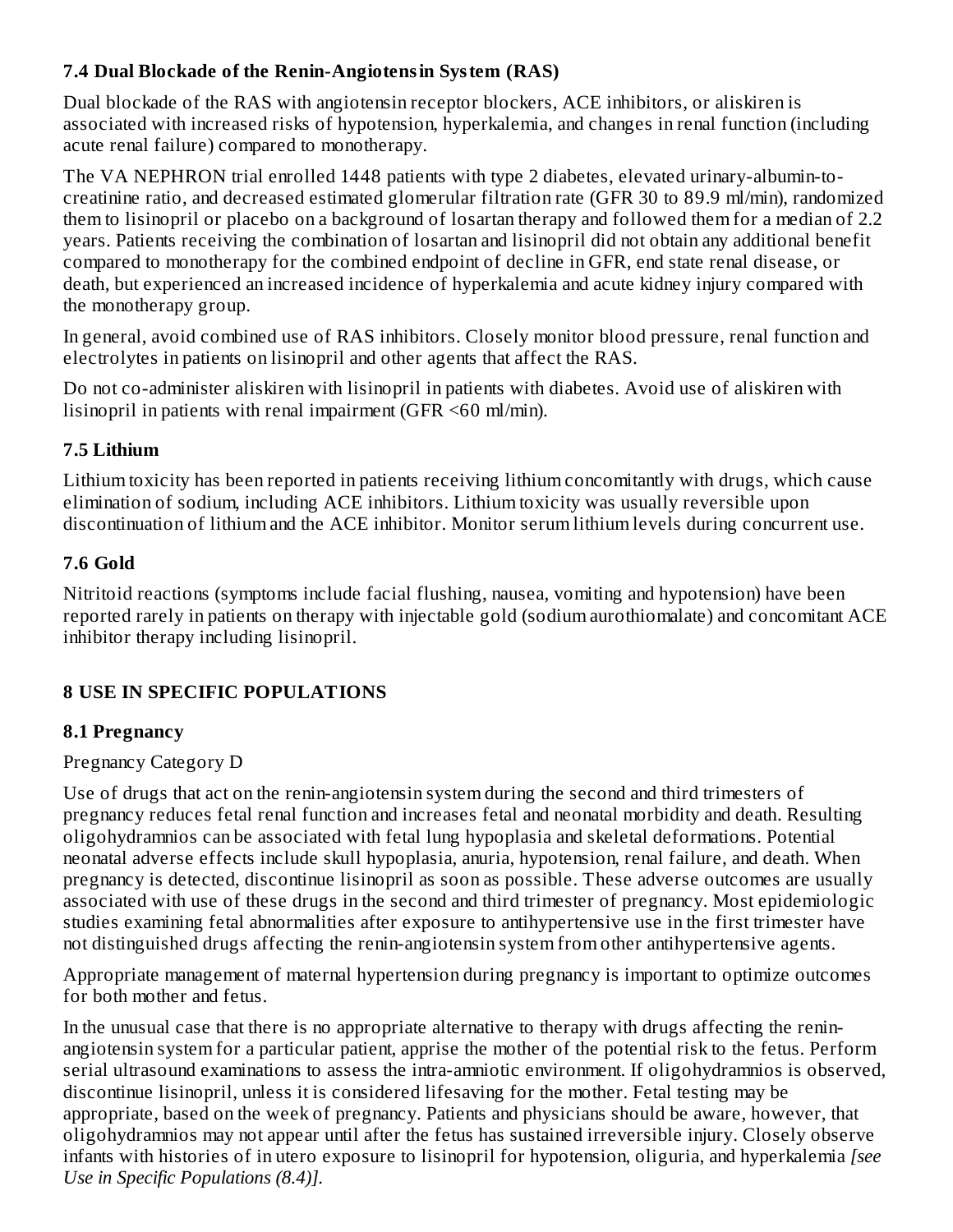### 7.4 Dual Blockade of the Renin-Angiotensin System (RAS)

Dual blockade of the RAS with angiotensin receptor blockers, ACE inhibitors, or aliskiren is associated with increased risks of hypotension, hyperkalemia, and changes in renal function (including acute renal failure) compared to monotherapy.

The VA NEPHRON trial enrolled 1448 patients with type 2 diabetes, elevated urinary-albumin-to-creatinine ratio, and decreased estimated glomerular filtration rate (GFR 30 to 89.9 ml/min), randomized them to lisinopril or placebo on a background of losartan therapy and followed them for a median of 2.2 years. Patients receiving the combination of losartan and lisinopril did not obtain any additional benefit compared to monotherapy for the combined endpoint of decline in GFR, end state renal disease, or death, but experienced an increased incidence of hyperkalemia and acute kidney injury compared with the monotherapy group.

In general, avoid combined use of RAS inhibitors. Closely monitor blood pressure, renal function and electrolytes in patients on lisinopril and other agents that affect the RAS.

Do not co-administer aliskiren with lisinopril in patients with diabetes. Avoid use of aliskiren with lisinopril in patients with renal impairment (GFR <60 ml/min).

### 7.5 Lithium

Lithium toxicity has been reported in patients receiving lithium concomitantly with drugs, which cause elimination of sodium, including ACE inhibitors. Lithium toxicity was usually reversible upon discontinuation of lithium and the ACE inhibitor. Monitor serum lithium levels during concurrent use.

### 7.6 Gold

Nitritoid reactions (symptoms include facial flushing, nausea, vomiting and hypotension) have been reported rarely in patients on therapy with injectable gold (sodium aurothiomalate) and concomitant ACE inhibitor therapy including lisinopril.

## 8 USE IN SPECIFIC POPULATIONS

### 8.1 Pregnancy

Pregnancy Category D

Use of drugs that act on the renin-angiotensin system during the second and third trimesters of pregnancy reduces fetal renal function and increases fetal and neonatal morbidity and death. Resulting oligohydramnios can be associated with fetal lung hypoplasia and skeletal deformations. Potential neonatal adverse effects include skull hypoplasia, anuria, hypotension, renal failure, and death. When pregnancy is detected, discontinue lisinopril as soon as possible. These adverse outcomes are usually associated with use of these drugs in the second and third trimester of pregnancy. Most epidemiologic studies examining fetal abnormalities after exposure to antihypertensive use in the first trimester have not distinguished drugs affecting the renin-angiotensin system from other antihypertensive agents.

Appropriate management of maternal hypertension during pregnancy is important to optimize outcomes for both mother and fetus.

In the unusual case that there is no appropriate alternative to therapy with drugs affecting the renin-angiotensin system for a particular patient, apprise the mother of the potential risk to the fetus. Perform serial ultrasound examinations to assess the intra-amniotic environment. If oligohydramnios is observed, discontinue lisinopril, unless it is considered lifesaving for the mother. Fetal testing may be appropriate, based on the week of pregnancy. Patients and physicians should be aware, however, that oligohydramnios may not appear until after the fetus has sustained irreversible injury. Closely observe infants with histories of in utero exposure to lisinopril for hypotension, oliguria, and hyperkalemia *[see Use in Specific Populations (8.4)]*.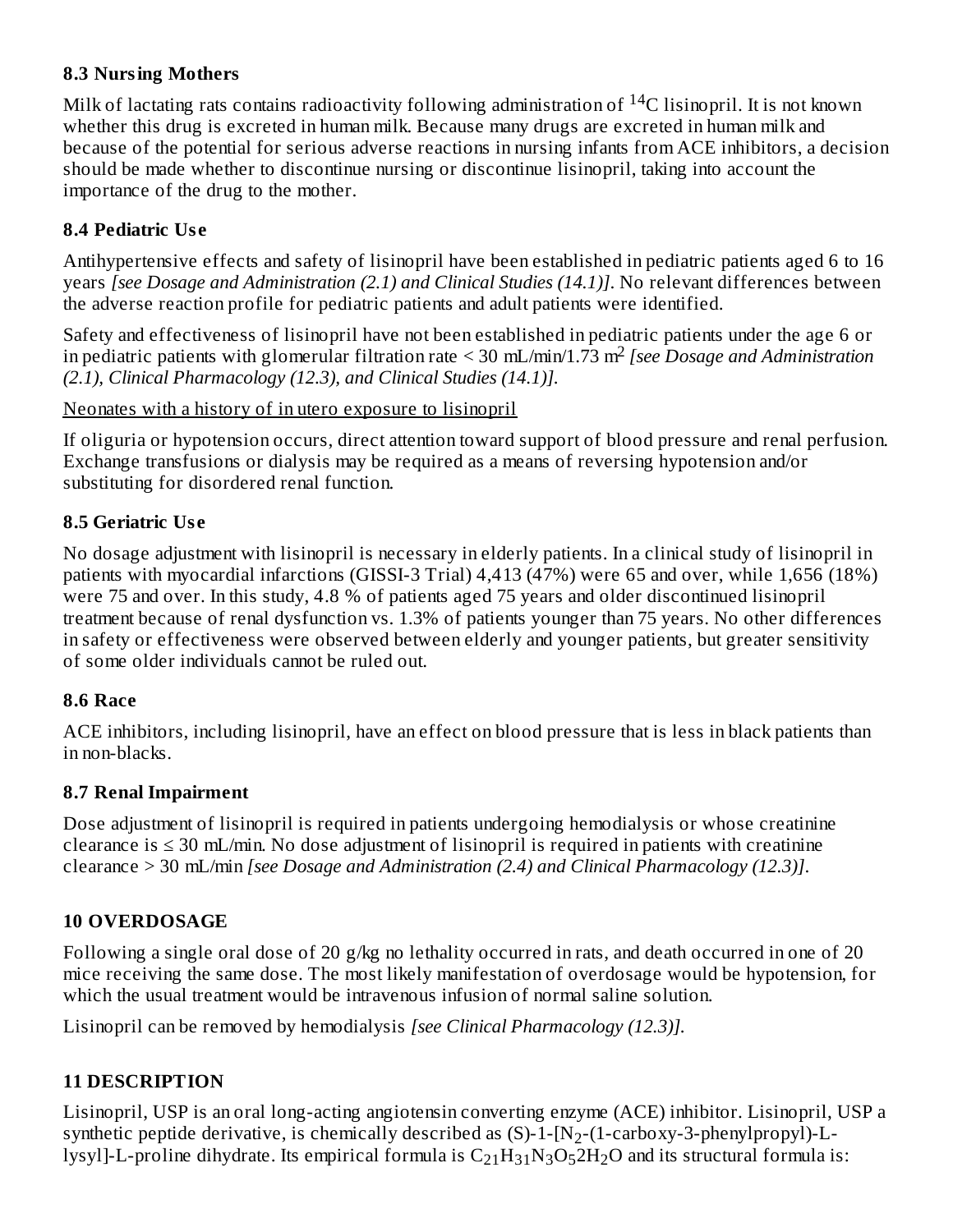### 8.3 Nursing Mothers

Milk of lactating rats contains radioactivity following administration of $^{14}C$ lisinopril. It is not known whether this drug is excreted in human milk. Because many drugs are excreted in human milk and because of the potential for serious adverse reactions in nursing infants from ACE inhibitors, a decision should be made whether to discontinue nursing or discontinue lisinopril, taking into account the importance of the drug to the mother.

### 8.4 Pediatric Use

Antihypertensive effects and safety of lisinopril have been established in pediatric patients aged 6 to 16 years *[see Dosage and Administration (2.1) and Clinical Studies (14.1)]*. No relevant differences between the adverse reaction profile for pediatric patients and adult patients were identified.

Safety and effectiveness of lisinopril have not been established in pediatric patients under the age 6 or in pediatric patients with glomerular filtration rate < 30 mL/min/1.73 $m^2$ *[see Dosage and Administration (2.1), Clinical Pharmacology (12.3), and Clinical Studies (14.1)]*.

Neonates with a history of in utero exposure to lisinopril

If oliguria or hypotension occurs, direct attention toward support of blood pressure and renal perfusion. Exchange transfusions or dialysis may be required as a means of reversing hypotension and/or substituting for disordered renal function.

### 8.5 Geriatric Use

No dosage adjustment with lisinopril is necessary in elderly patients. In a clinical study of lisinopril in patients with myocardial infarctions (GISSI-3 Trial) 4,413 (47%) were 65 and over, while 1,656 (18%) were 75 and over. In this study, 4.8 % of patients aged 75 years and older discontinued lisinopril treatment because of renal dysfunction vs. 1.3% of patients younger than 75 years. No other differences in safety or effectiveness were observed between elderly and younger patients, but greater sensitivity of some older individuals cannot be ruled out.

### 8.6 Race

ACE inhibitors, including lisinopril, have an effect on blood pressure that is less in black patients than in non-blacks.

### 8.7 Renal Impairment

Dose adjustment of lisinopril is required in patients undergoing hemodialysis or whose creatinine clearance is ≤ 30 mL/min. No dose adjustment of lisinopril is required in patients with creatinine clearance > 30 mL/min *[see Dosage and Administration (2.4) and Clinical Pharmacology (12.3)]*.

## 10 OVERDOSAGE

Following a single oral dose of 20 g/kg no lethality occurred in rats, and death occurred in one of 20 mice receiving the same dose. The most likely manifestation of overdosage would be hypotension, for which the usual treatment would be intravenous infusion of normal saline solution.

Lisinopril can be removed by hemodialysis *[see Clinical Pharmacology (12.3)]*.

## 11 DESCRIPTION

Lisinopril, USP is an oral long-acting angiotensin converting enzyme (ACE) inhibitor. Lisinopril, USP a synthetic peptide derivative, is chemically described as (S)-1-[$N_2$-(1-carboxy-3-phenylpropyl)-L-lysyl]-L-proline dihydrate. Its empirical formula is $C_{21}H_{31}N_3O_5 2H_2O$ and its structural formula is: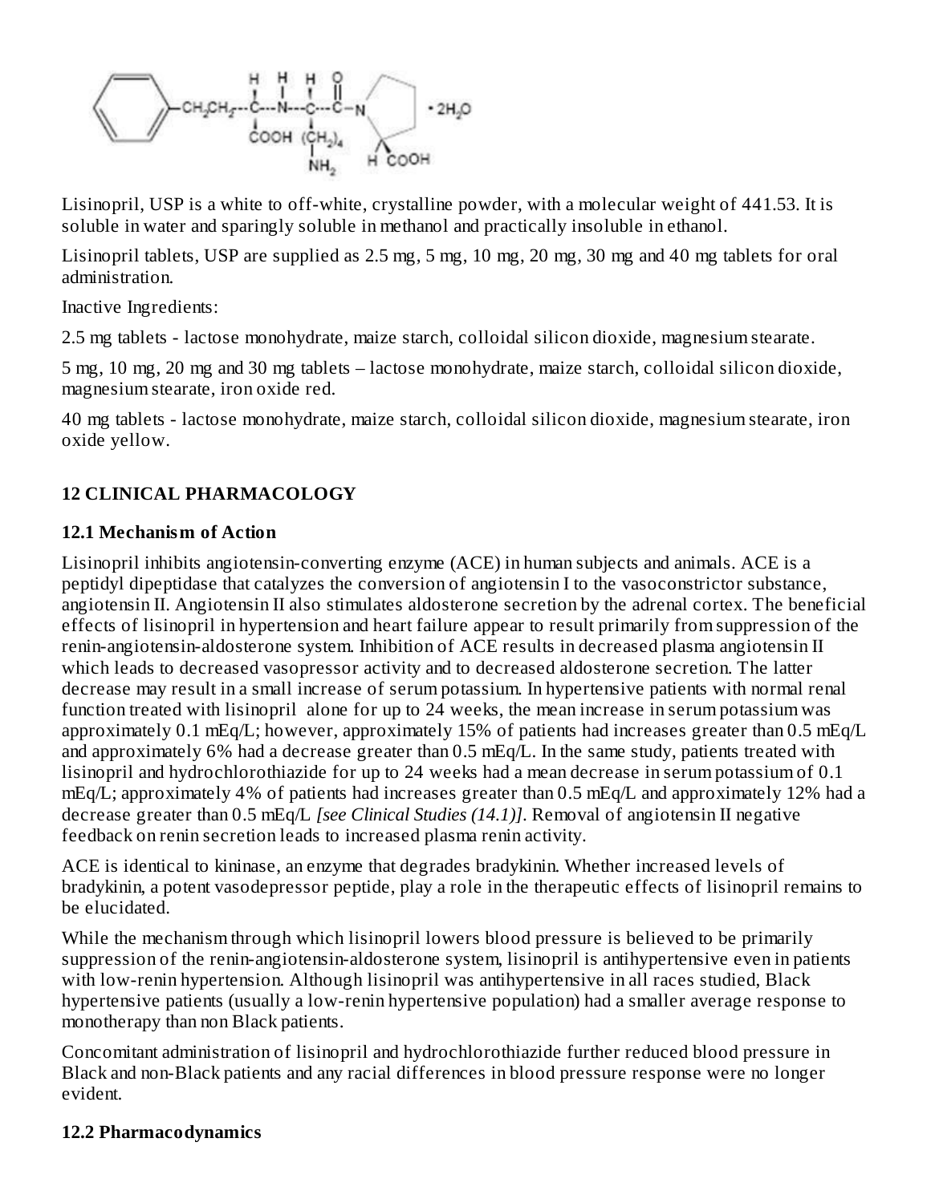Lisinopril, USP is a white to off-white, crystalline powder, with a molecular weight of 441.53. It is soluble in water and sparingly soluble in methanol and practically insoluble in ethanol.

Lisinopril tablets, USP are supplied as 2.5 mg, 5 mg, 10 mg, 20 mg, 30 mg and 40 mg tablets for oral administration.

Inactive Ingredients:

2.5 mg tablets - lactose monohydrate, maize starch, colloidal silicon dioxide, magnesium stearate.

5 mg, 10 mg, 20 mg and 30 mg tablets – lactose monohydrate, maize starch, colloidal silicon dioxide, magnesium stearate, iron oxide red.

40 mg tablets - lactose monohydrate, maize starch, colloidal silicon dioxide, magnesium stearate, iron oxide yellow.

## 12 CLINICAL PHARMACOLOGY

### 12.1 Mechanism of Action

Lisinopril inhibits angiotensin-converting enzyme (ACE) in human subjects and animals. ACE is a peptidyl dipeptidase that catalyzes the conversion of angiotensin I to the vasoconstrictor substance, angiotensin II. Angiotensin II also stimulates aldosterone secretion by the adrenal cortex. The beneficial effects of lisinopril in hypertension and heart failure appear to result primarily from suppression of the renin-angiotensin-aldosterone system. Inhibition of ACE results in decreased plasma angiotensin II which leads to decreased vasopressor activity and to decreased aldosterone secretion. The latter decrease may result in a small increase of serum potassium. In hypertensive patients with normal renal function treated with lisinopril alone for up to 24 weeks, the mean increase in serum potassium was approximately 0.1 mEq/L; however, approximately 15% of patients had increases greater than 0.5 mEq/L and approximately 6% had a decrease greater than 0.5 mEq/L. In the same study, patients treated with lisinopril and hydrochlorothiazide for up to 24 weeks had a mean decrease in serum potassium of 0.1 mEq/L; approximately 4% of patients had increases greater than 0.5 mEq/L and approximately 12% had a decrease greater than 0.5 mEq/L *[see Clinical Studies (14.1)]*. Removal of angiotensin II negative feedback on renin secretion leads to increased plasma renin activity.

ACE is identical to kininase, an enzyme that degrades bradykinin. Whether increased levels of bradykinin, a potent vasodepressor peptide, play a role in the therapeutic effects of lisinopril remains to be elucidated.

While the mechanism through which lisinopril lowers blood pressure is believed to be primarily suppression of the renin-angiotensin-aldosterone system, lisinopril is antihypertensive even in patients with low-renin hypertension. Although lisinopril was antihypertensive in all races studied, Black hypertensive patients (usually a low-renin hypertensive population) had a smaller average response to monotherapy than non Black patients.

Concomitant administration of lisinopril and hydrochlorothiazide further reduced blood pressure in Black and non-Black patients and any racial differences in blood pressure response were no longer evident.

### 12.2 Pharmacodynamics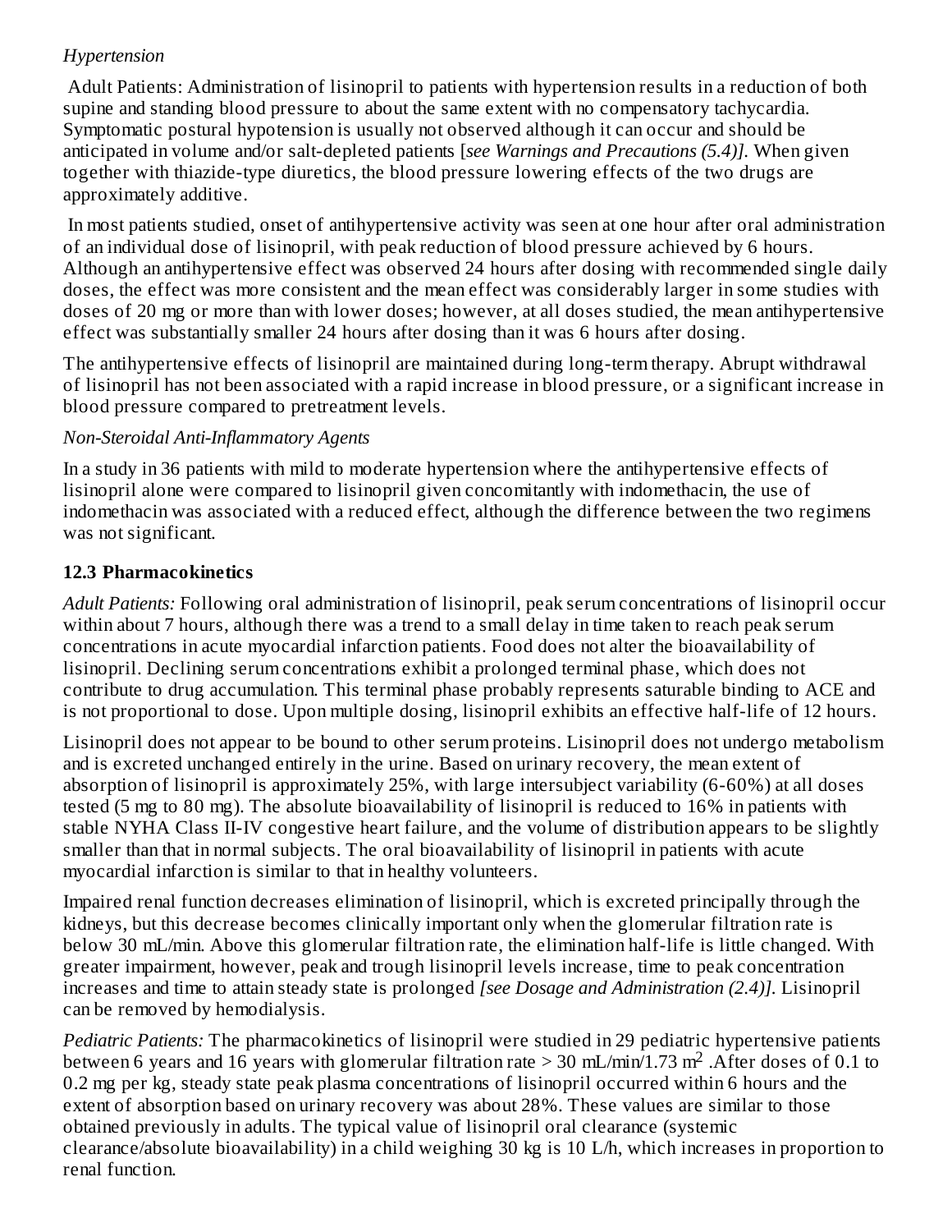*Hypertension*

Adult Patients: Administration of lisinopril to patients with hypertension results in a reduction of both supine and standing blood pressure to about the same extent with no compensatory tachycardia. Symptomatic postural hypotension is usually not observed although it can occur and should be anticipated in volume and/or salt-depleted patients [*see Warnings and Precautions (5.4)]*. When given together with thiazide-type diuretics, the blood pressure lowering effects of the two drugs are approximately additive.

In most patients studied, onset of antihypertensive activity was seen at one hour after oral administration of an individual dose of lisinopril, with peak reduction of blood pressure achieved by 6 hours. Although an antihypertensive effect was observed 24 hours after dosing with recommended single daily doses, the effect was more consistent and the mean effect was considerably larger in some studies with doses of 20 mg or more than with lower doses; however, at all doses studied, the mean antihypertensive effect was substantially smaller 24 hours after dosing than it was 6 hours after dosing.

The antihypertensive effects of lisinopril are maintained during long-term therapy. Abrupt withdrawal of lisinopril has not been associated with a rapid increase in blood pressure, or a significant increase in blood pressure compared to pretreatment levels.

*Non-Steroidal Anti-Inflammatory Agents*

In a study in 36 patients with mild to moderate hypertension where the antihypertensive effects of lisinopril alone were compared to lisinopril given concomitantly with indomethacin, the use of indomethacin was associated with a reduced effect, although the difference between the two regimens was not significant.

### 12.3 Pharmacokinetics

*Adult Patients:* Following oral administration of lisinopril, peak serum concentrations of lisinopril occur within about 7 hours, although there was a trend to a small delay in time taken to reach peak serum concentrations in acute myocardial infarction patients. Food does not alter the bioavailability of lisinopril. Declining serum concentrations exhibit a prolonged terminal phase, which does not contribute to drug accumulation. This terminal phase probably represents saturable binding to ACE and is not proportional to dose. Upon multiple dosing, lisinopril exhibits an effective half-life of 12 hours.

Lisinopril does not appear to be bound to other serum proteins. Lisinopril does not undergo metabolism and is excreted unchanged entirely in the urine. Based on urinary recovery, the mean extent of absorption of lisinopril is approximately 25%, with large intersubject variability (6-60%) at all doses tested (5 mg to 80 mg). The absolute bioavailability of lisinopril is reduced to 16% in patients with stable NYHA Class II-IV congestive heart failure, and the volume of distribution appears to be slightly smaller than that in normal subjects. The oral bioavailability of lisinopril in patients with acute myocardial infarction is similar to that in healthy volunteers.

Impaired renal function decreases elimination of lisinopril, which is excreted principally through the kidneys, but this decrease becomes clinically important only when the glomerular filtration rate is below 30 mL/min. Above this glomerular filtration rate, the elimination half-life is little changed. With greater impairment, however, peak and trough lisinopril levels increase, time to peak concentration increases and time to attain steady state is prolonged *[see Dosage and Administration (2.4)]*. Lisinopril can be removed by hemodialysis.

*Pediatric Patients:* The pharmacokinetics of lisinopril were studied in 29 pediatric hypertensive patients between 6 years and 16 years with glomerular filtration rate > 30 mL/min/1.73 $m^2$ .After doses of 0.1 to 0.2 mg per kg, steady state peak plasma concentrations of lisinopril occurred within 6 hours and the extent of absorption based on urinary recovery was about 28%. These values are similar to those obtained previously in adults. The typical value of lisinopril oral clearance (systemic clearance/absolute bioavailability) in a child weighing 30 kg is 10 L/h, which increases in proportion to renal function.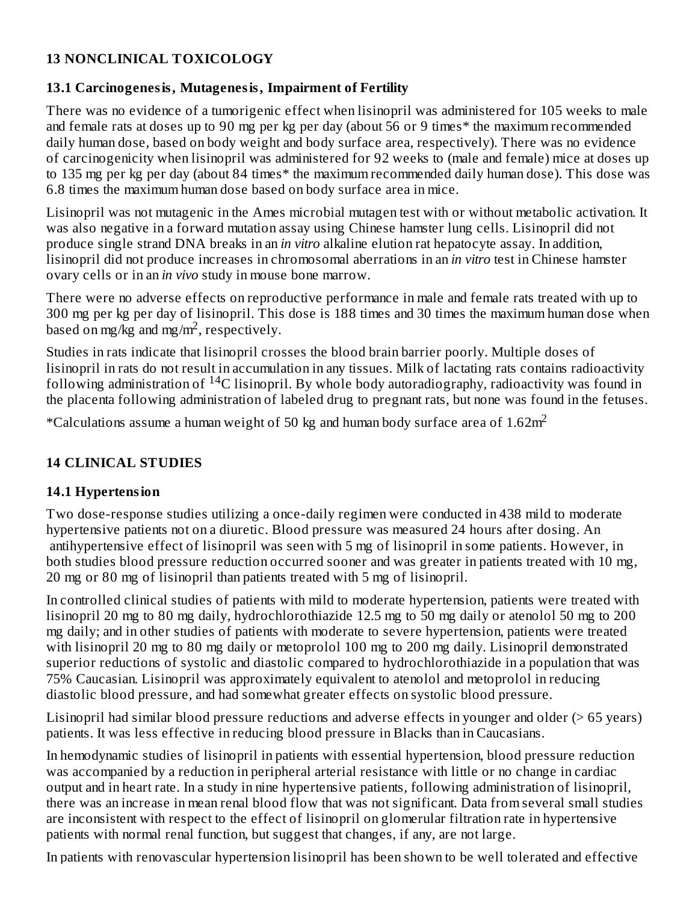## 13 NONCLINICAL TOXICOLOGY

### 13.1 Carcinogenesis, Mutagenesis, Impairment of Fertility

There was no evidence of a tumorigenic effect when lisinopril was administered for 105 weeks to male and female rats at doses up to 90 mg per kg per day (about 56 or 9 times* the maximum recommended daily human dose, based on body weight and body surface area, respectively). There was no evidence of carcinogenicity when lisinopril was administered for 92 weeks to (male and female) mice at doses up to 135 mg per kg per day (about 84 times* the maximum recommended daily human dose). This dose was 6.8 times the maximum human dose based on body surface area in mice.

Lisinopril was not mutagenic in the Ames microbial mutagen test with or without metabolic activation. It was also negative in a forward mutation assay using Chinese hamster lung cells. Lisinopril did not produce single strand DNA breaks in an *in vitro* alkaline elution rat hepatocyte assay. In addition, lisinopril did not produce increases in chromosomal aberrations in an *in vitro* test in Chinese hamster ovary cells or in an *in vivo* study in mouse bone marrow.

There were no adverse effects on reproductive performance in male and female rats treated with up to 300 mg per kg per day of lisinopril. This dose is 188 times and 30 times the maximum human dose when based on mg/kg and $mg/m^2$, respectively.

Studies in rats indicate that lisinopril crosses the blood brain barrier poorly. Multiple doses of lisinopril in rats do not result in accumulation in any tissues. Milk of lactating rats contains radioactivity following administration of $^{14}C$ lisinopril. By whole body autoradiography, radioactivity was found in the placenta following administration of labeled drug to pregnant rats, but none was found in the fetuses.

*Calculations assume a human weight of 50 kg and human body surface area of $1.62m^2$

## 14 CLINICAL STUDIES

### 14.1 Hypertension

Two dose-response studies utilizing a once-daily regimen were conducted in 438 mild to moderate hypertensive patients not on a diuretic. Blood pressure was measured 24 hours after dosing. An antihypertensive effect of lisinopril was seen with 5 mg of lisinopril in some patients. However, in both studies blood pressure reduction occurred sooner and was greater in patients treated with 10 mg, 20 mg or 80 mg of lisinopril than patients treated with 5 mg of lisinopril.

In controlled clinical studies of patients with mild to moderate hypertension, patients were treated with lisinopril 20 mg to 80 mg daily, hydrochlorothiazide 12.5 mg to 50 mg daily or atenolol 50 mg to 200 mg daily; and in other studies of patients with moderate to severe hypertension, patients were treated with lisinopril 20 mg to 80 mg daily or metoprolol 100 mg to 200 mg daily. Lisinopril demonstrated superior reductions of systolic and diastolic compared to hydrochlorothiazide in a population that was 75% Caucasian. Lisinopril was approximately equivalent to atenolol and metoprolol in reducing diastolic blood pressure, and had somewhat greater effects on systolic blood pressure.

Lisinopril had similar blood pressure reductions and adverse effects in younger and older (> 65 years) patients. It was less effective in reducing blood pressure in Blacks than in Caucasians.

In hemodynamic studies of lisinopril in patients with essential hypertension, blood pressure reduction was accompanied by a reduction in peripheral arterial resistance with little or no change in cardiac output and in heart rate. In a study in nine hypertensive patients, following administration of lisinopril, there was an increase in mean renal blood flow that was not significant. Data from several small studies are inconsistent with respect to the effect of lisinopril on glomerular filtration rate in hypertensive patients with normal renal function, but suggest that changes, if any, are not large.

In patients with renovascular hypertension lisinopril has been shown to be well tolerated and effective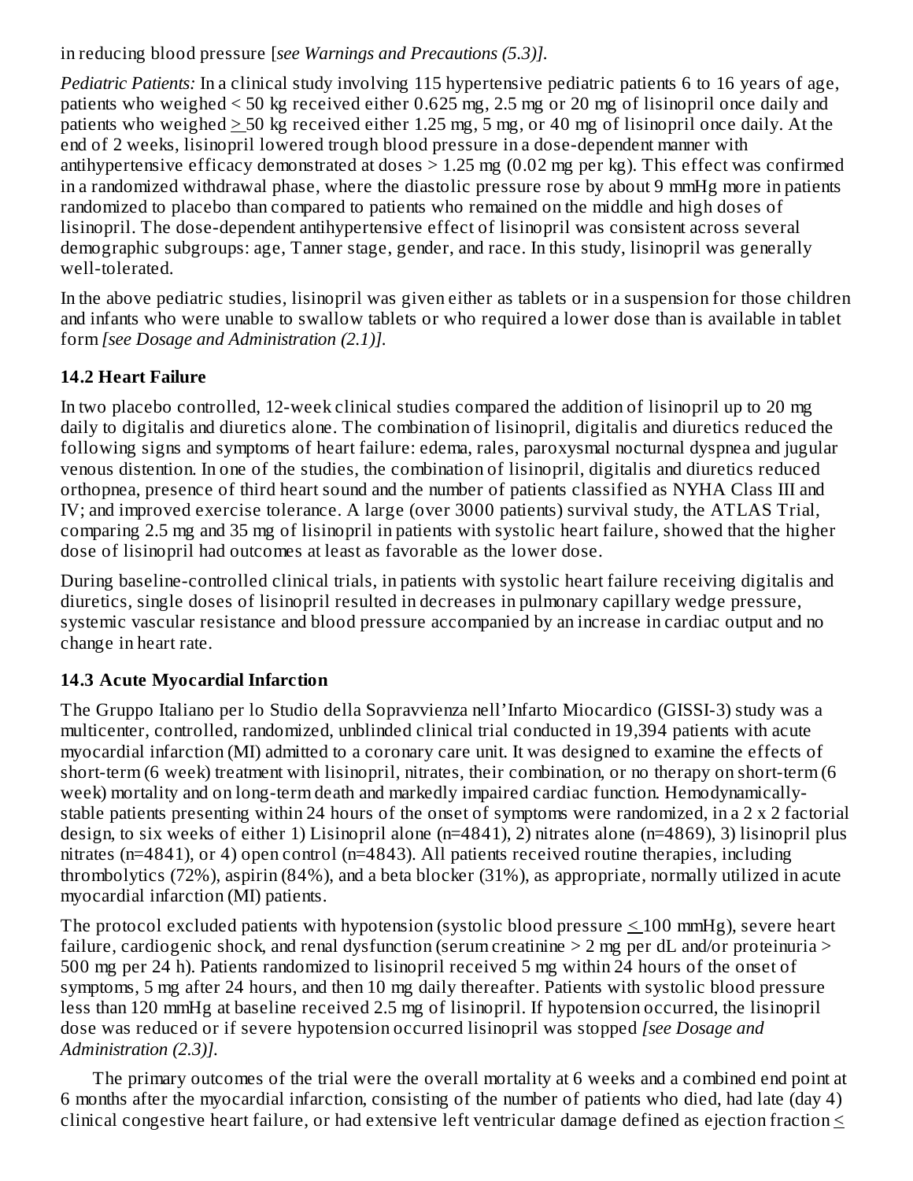in reducing blood pressure [*see Warnings and Precautions (5.3)]*.

*Pediatric Patients:* In a clinical study involving 115 hypertensive pediatric patients 6 to 16 years of age, patients who weighed < 50 kg received either 0.625 mg, 2.5 mg or 20 mg of lisinopril once daily and patients who weighed ≥ 50 kg received either 1.25 mg, 5 mg, or 40 mg of lisinopril once daily. At the end of 2 weeks, lisinopril lowered trough blood pressure in a dose-dependent manner with antihypertensive efficacy demonstrated at doses > 1.25 mg (0.02 mg per kg). This effect was confirmed in a randomized withdrawal phase, where the diastolic pressure rose by about 9 mmHg more in patients randomized to placebo than compared to patients who remained on the middle and high doses of lisinopril. The dose-dependent antihypertensive effect of lisinopril was consistent across several demographic subgroups: age, Tanner stage, gender, and race. In this study, lisinopril was generally well-tolerated.

In the above pediatric studies, lisinopril was given either as tablets or in a suspension for those children and infants who were unable to swallow tablets or who required a lower dose than is available in tablet form *[see Dosage and Administration (2.1)]*.

### 14.2 Heart Failure

In two placebo controlled, 12-week clinical studies compared the addition of lisinopril up to 20 mg daily to digitalis and diuretics alone. The combination of lisinopril, digitalis and diuretics reduced the following signs and symptoms of heart failure: edema, rales, paroxysmal nocturnal dyspnea and jugular venous distention. In one of the studies, the combination of lisinopril, digitalis and diuretics reduced orthopnea, presence of third heart sound and the number of patients classified as NYHA Class III and IV; and improved exercise tolerance. A large (over 3000 patients) survival study, the ATLAS Trial, comparing 2.5 mg and 35 mg of lisinopril in patients with systolic heart failure, showed that the higher dose of lisinopril had outcomes at least as favorable as the lower dose.

During baseline-controlled clinical trials, in patients with systolic heart failure receiving digitalis and diuretics, single doses of lisinopril resulted in decreases in pulmonary capillary wedge pressure, systemic vascular resistance and blood pressure accompanied by an increase in cardiac output and no change in heart rate.

### 14.3 Acute Myocardial Infarction

The Gruppo Italiano per lo Studio della Sopravvienza nell'Infarto Miocardico (GISSI-3) study was a multicenter, controlled, randomized, unblinded clinical trial conducted in 19,394 patients with acute myocardial infarction (MI) admitted to a coronary care unit. It was designed to examine the effects of short-term (6 week) treatment with lisinopril, nitrates, their combination, or no therapy on short-term (6 week) mortality and on long-term death and markedly impaired cardiac function. Hemodynamically-stable patients presenting within 24 hours of the onset of symptoms were randomized, in a 2 x 2 factorial design, to six weeks of either 1) Lisinopril alone (n=4841), 2) nitrates alone (n=4869), 3) lisinopril plus nitrates (n=4841), or 4) open control (n=4843). All patients received routine therapies, including thrombolytics (72%), aspirin (84%), and a beta blocker (31%), as appropriate, normally utilized in acute myocardial infarction (MI) patients.

The protocol excluded patients with hypotension (systolic blood pressure ≤ 100 mmHg), severe heart failure, cardiogenic shock, and renal dysfunction (serum creatinine > 2 mg per dL and/or proteinuria > 500 mg per 24 h). Patients randomized to lisinopril received 5 mg within 24 hours of the onset of symptoms, 5 mg after 24 hours, and then 10 mg daily thereafter. Patients with systolic blood pressure less than 120 mmHg at baseline received 2.5 mg of lisinopril. If hypotension occurred, the lisinopril dose was reduced or if severe hypotension occurred lisinopril was stopped *[see Dosage and Administration (2.3)]*.

The primary outcomes of the trial were the overall mortality at 6 weeks and a combined end point at 6 months after the myocardial infarction, consisting of the number of patients who died, had late (day 4) clinical congestive heart failure, or had extensive left ventricular damage defined as ejection fraction ≤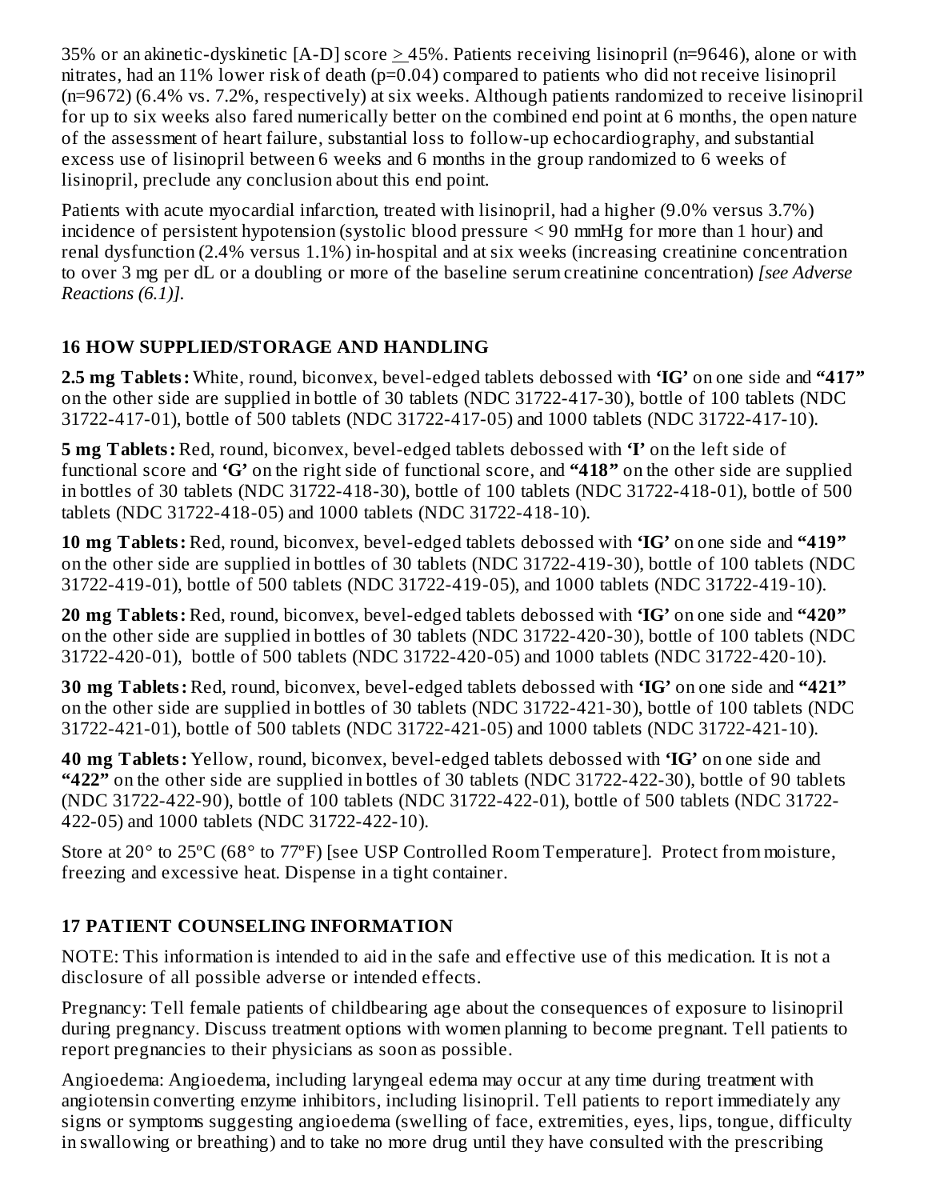35% or an akinetic-dyskinetic [A-D] score ≥ 45%. Patients receiving lisinopril (n=9646), alone or with nitrates, had an 11% lower risk of death (p=0.04) compared to patients who did not receive lisinopril (n=9672) (6.4% vs. 7.2%, respectively) at six weeks. Although patients randomized to receive lisinopril for up to six weeks also fared numerically better on the combined end point at 6 months, the open nature of the assessment of heart failure, substantial loss to follow-up echocardiography, and substantial excess use of lisinopril between 6 weeks and 6 months in the group randomized to 6 weeks of lisinopril, preclude any conclusion about this end point.

Patients with acute myocardial infarction, treated with lisinopril, had a higher (9.0% versus 3.7%) incidence of persistent hypotension (systolic blood pressure < 90 mmHg for more than 1 hour) and renal dysfunction (2.4% versus 1.1%) in-hospital and at six weeks (increasing creatinine concentration to over 3 mg per dL or a doubling or more of the baseline serum creatinine concentration) *[see Adverse Reactions (6.1)]*.

## 16 HOW SUPPLIED/STORAGE AND HANDLING

**2.5 mg Tablets:** White, round, biconvex, bevel-edged tablets debossed with **'IG'** on one side and **"417"** on the other side are supplied in bottle of 30 tablets (NDC 31722-417-30), bottle of 100 tablets (NDC 31722-417-01), bottle of 500 tablets (NDC 31722-417-05) and 1000 tablets (NDC 31722-417-10).

**5 mg Tablets:** Red, round, biconvex, bevel-edged tablets debossed with **'I'** on the left side of functional score and **'G'** on the right side of functional score, and **"418"** on the other side are supplied in bottles of 30 tablets (NDC 31722-418-30), bottle of 100 tablets (NDC 31722-418-01), bottle of 500 tablets (NDC 31722-418-05) and 1000 tablets (NDC 31722-418-10).

**10 mg Tablets:** Red, round, biconvex, bevel-edged tablets debossed with **'IG'** on one side and **"419"** on the other side are supplied in bottles of 30 tablets (NDC 31722-419-30), bottle of 100 tablets (NDC 31722-419-01), bottle of 500 tablets (NDC 31722-419-05), and 1000 tablets (NDC 31722-419-10).

**20 mg Tablets:** Red, round, biconvex, bevel-edged tablets debossed with **'IG'** on one side and **"420"** on the other side are supplied in bottles of 30 tablets (NDC 31722-420-30), bottle of 100 tablets (NDC 31722-420-01), bottle of 500 tablets (NDC 31722-420-05) and 1000 tablets (NDC 31722-420-10).

**30 mg Tablets:** Red, round, biconvex, bevel-edged tablets debossed with **'IG'** on one side and **"421"** on the other side are supplied in bottles of 30 tablets (NDC 31722-421-30), bottle of 100 tablets (NDC 31722-421-01), bottle of 500 tablets (NDC 31722-421-05) and 1000 tablets (NDC 31722-421-10).

**40 mg Tablets:** Yellow, round, biconvex, bevel-edged tablets debossed with **'IG'** on one side and **"422"** on the other side are supplied in bottles of 30 tablets (NDC 31722-422-30), bottle of 90 tablets (NDC 31722-422-90), bottle of 100 tablets (NDC 31722-422-01), bottle of 500 tablets (NDC 31722-422-05) and 1000 tablets (NDC 31722-422-10).

Store at 20° to 25°C (68° to 77°F) [see USP Controlled Room Temperature]. Protect from moisture, freezing and excessive heat. Dispense in a tight container.

## 17 PATIENT COUNSELING INFORMATION

NOTE: This information is intended to aid in the safe and effective use of this medication. It is not a disclosure of all possible adverse or intended effects.

Pregnancy: Tell female patients of childbearing age about the consequences of exposure to lisinopril during pregnancy. Discuss treatment options with women planning to become pregnant. Tell patients to report pregnancies to their physicians as soon as possible.

Angioedema: Angioedema, including laryngeal edema may occur at any time during treatment with angiotensin converting enzyme inhibitors, including lisinopril. Tell patients to report immediately any signs or symptoms suggesting angioedema (swelling of face, extremities, eyes, lips, tongue, difficulty in swallowing or breathing) and to take no more drug until they have consulted with the prescribing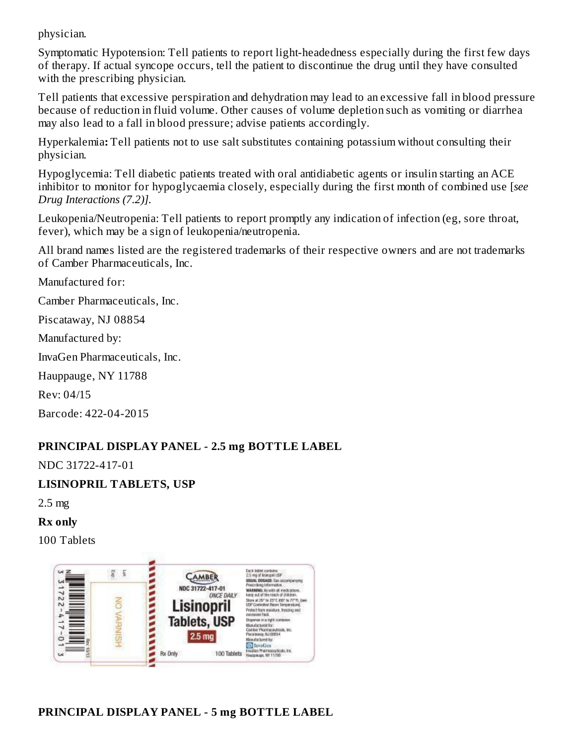physician.

Symptomatic Hypotension: Tell patients to report light-headedness especially during the first few days of therapy. If actual syncope occurs, tell the patient to discontinue the drug until they have consulted with the prescribing physician.

Tell patients that excessive perspiration and dehydration may lead to an excessive fall in blood pressure because of reduction in fluid volume. Other causes of volume depletion such as vomiting or diarrhea may also lead to a fall in blood pressure; advise patients accordingly.

Hyperkalemia**:** Tell patients not to use salt substitutes containing potassium without consulting their physician.

Hypoglycemia: Tell diabetic patients treated with oral antidiabetic agents or insulin starting an ACE inhibitor to monitor for hypoglycaemia closely, especially during the first month of combined use [*see Drug Interactions (7.2)]*.

Leukopenia/Neutropenia: Tell patients to report promptly any indication of infection (eg, sore throat, fever), which may be a sign of leukopenia/neutropenia.

All brand names listed are the registered trademarks of their respective owners and are not trademarks of Camber Pharmaceuticals, Inc.

Manufactured for:

Camber Pharmaceuticals, Inc.

Piscataway, NJ 08854

Manufactured by:

InvaGen Pharmaceuticals, Inc.

Hauppauge, NY 11788

Rev: 04/15

Barcode: 422-04-2015

**PRINCIPAL DISPLAY PANEL - 2.5 mg BOTTLE LABEL**

NDC 31722-417-01

**LISINOPRIL TABLETS, USP**

2.5 mg

**Rx only**

100 Tablets

**PRINCIPAL DISPLAY PANEL - 5 mg BOTTLE LABEL**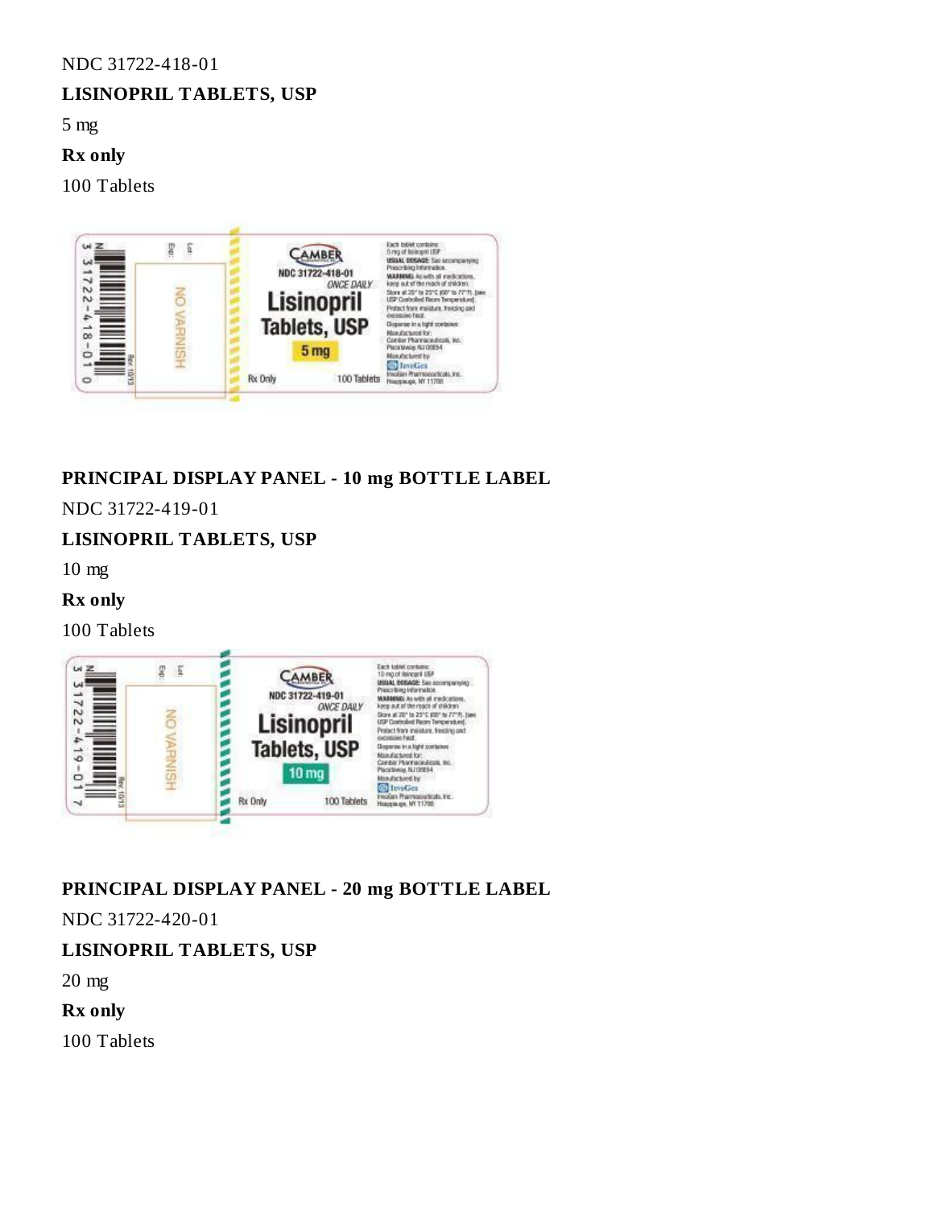NDC 31722-418-01

**LISINOPRIL TABLETS, USP**

5 mg

**Rx only**

100 Tablets

**PRINCIPAL DISPLAY PANEL - 10 mg BOTTLE LABEL**

NDC 31722-419-01

**LISINOPRIL TABLETS, USP**

10 mg

**Rx only**

100 Tablets

**PRINCIPAL DISPLAY PANEL - 20 mg BOTTLE LABEL**

NDC 31722-420-01

**LISINOPRIL TABLETS, USP**

20 mg

**Rx only**

100 Tablets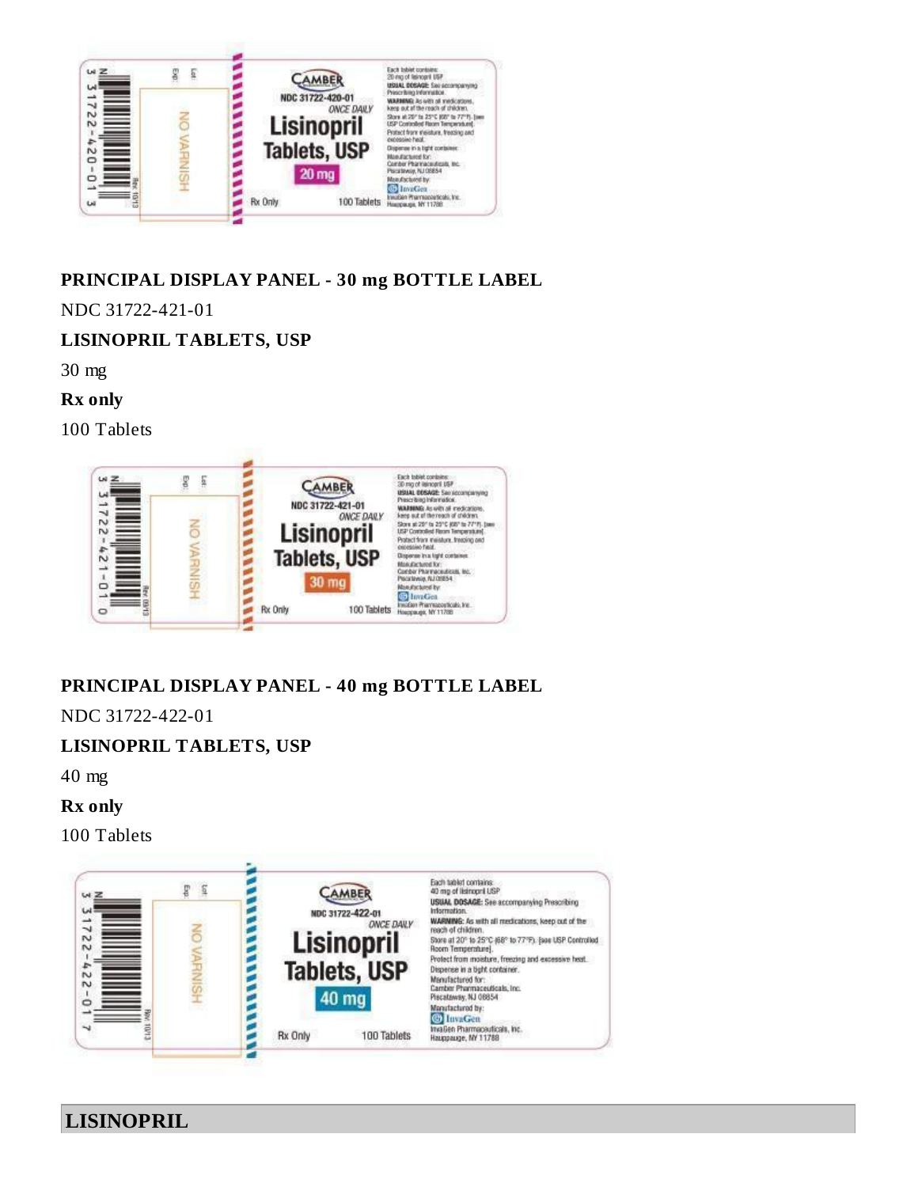## PRINCIPAL DISPLAY PANEL - 30 mg BOTTLE LABEL

NDC 31722-421-01

**LISINOPRIL TABLETS, USP**

30 mg

**Rx only**

100 Tablets

## PRINCIPAL DISPLAY PANEL - 40 mg BOTTLE LABEL

NDC 31722-422-01

**LISINOPRIL TABLETS, USP**

40 mg

**Rx only**

100 Tablets

## LISINOPRIL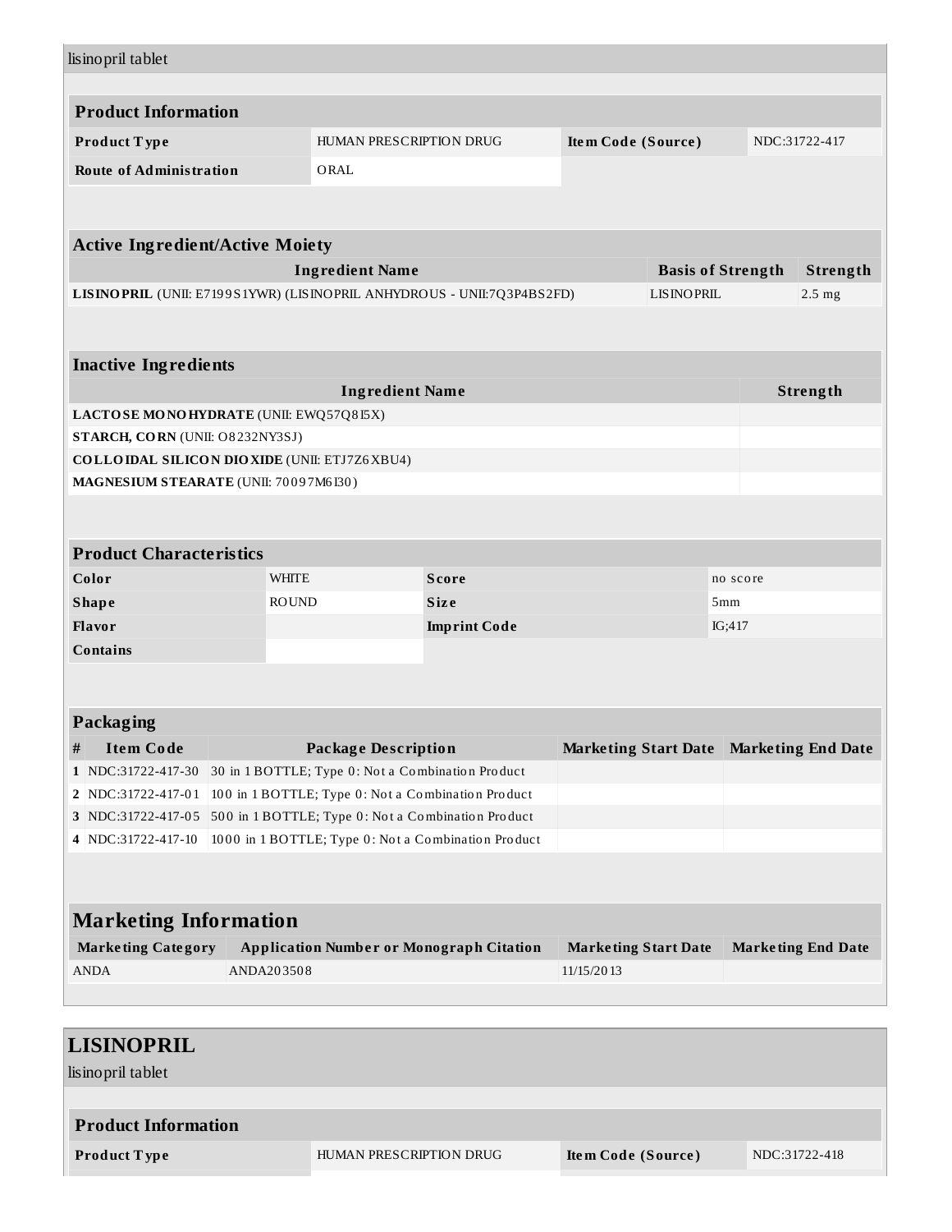lisinopril tablet

| **Product Information** | | | |
|---|---|---|---|
| **Product Type** | HUMAN PRESCRIPTION DRUG | **Item Code (Source)** | NDC:31722-417 |
| **Route of Administration** | ORAL | | |

| **Active Ingredient/Active Moiety** | | |
|---|---|---|
| **Ingredient Name** | **Basis of Strength** | **Strength** |
| **LISINOPRIL** (UNII: E7199S1YWR) (LISINOPRIL ANHYDROUS - UNII:7Q3P4BS2FD) | LISINOPRIL | 2.5 mg |

| **Inactive Ingredients** | |
|---|---|
| **Ingredient Name** | **Strength** |
| **LACTOSE MONOHYDRATE** (UNII: EWQ57Q8I5X) | |
| **STARCH, CORN** (UNII: O8232NY3SJ) | |
| **COLLOIDAL SILICON DIOXIDE** (UNII: ETJ7Z6XBU4) | |
| **MAGNESIUM STEARATE** (UNII: 70097M6I30) | |

| **Product Characteristics** | | | |
|---|---|---|---|
| **Color** | WHITE | **Score** | no score |
| **Shape** | ROUND | **Size** | 5mm |
| **Flavor** | | **Imprint Code** | IG;417 |
| **Contains** | | | |

| **Packaging** | | | | |
|---|---|---|---|---|
| **#** | **Item Code** | **Package Description** | **Marketing Start Date** | **Marketing End Date** |
| 1 | NDC:31722-417-30 | 30 in 1 BOTTLE; Type 0: Not a Combination Product | | |
| 2 | NDC:31722-417-01 | 100 in 1 BOTTLE; Type 0: Not a Combination Product | | |
| 3 | NDC:31722-417-05 | 500 in 1 BOTTLE; Type 0: Not a Combination Product | | |
| 4 | NDC:31722-417-10 | 1000 in 1 BOTTLE; Type 0: Not a Combination Product | | |

| **Marketing Information** | | | |
|---|---|---|---|
| **Marketing Category** | **Application Number or Monograph Citation** | **Marketing Start Date** | **Marketing End Date** |
| ANDA | ANDA203508 | 11/15/2013 | |

## LISINOPRIL

lisinopril tablet

| **Product Information** | | | |
|---|---|---|---|
| **Product Type** | HUMAN PRESCRIPTION DRUG | **Item Code (Source)** | NDC:31722-418 |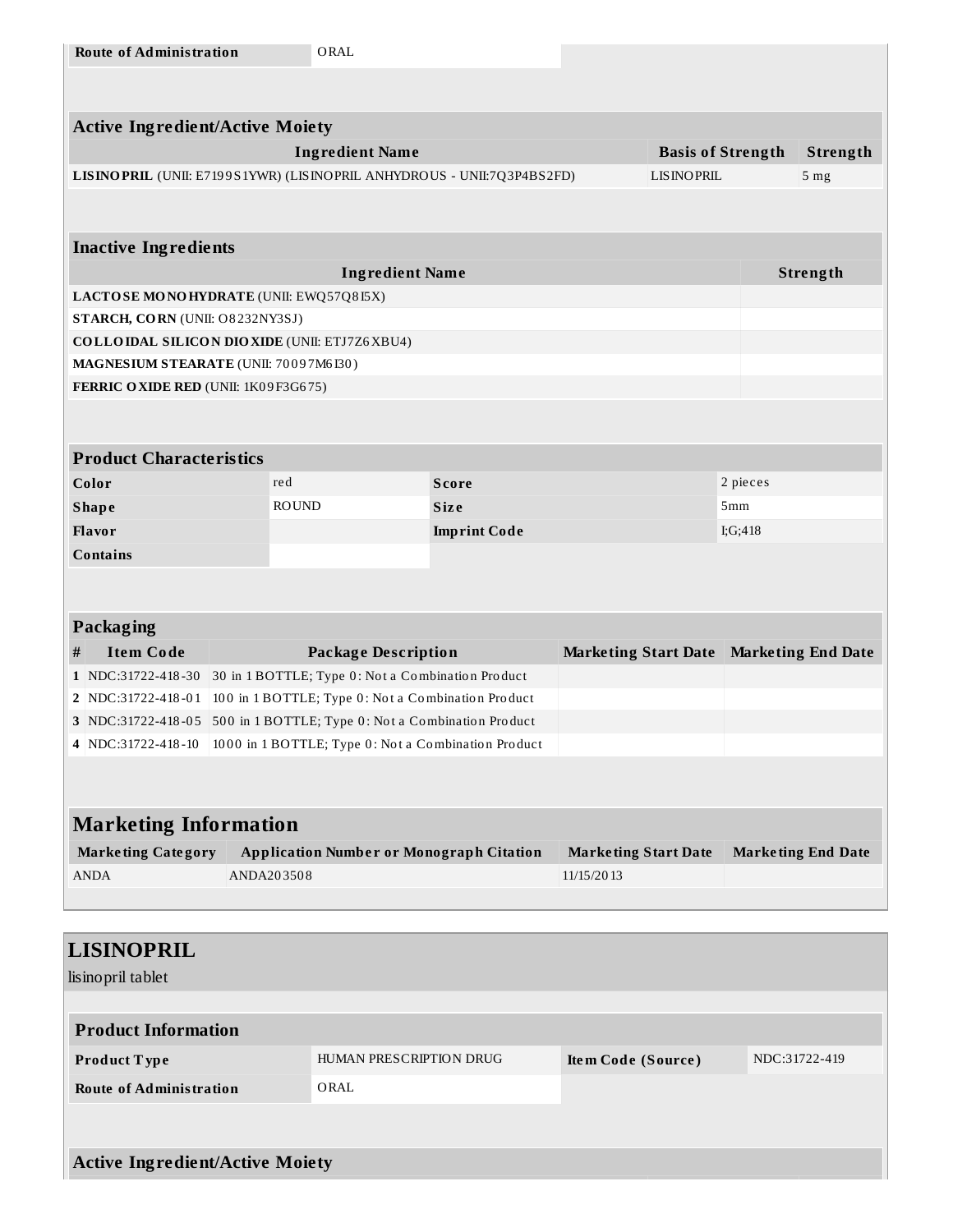| Route of Administration | ORAL |
| --- | --- |

| Active Ingredient/Active Moiety | | |
| --- | --- | --- |
| **Ingredient Name** | **Basis of Strength** | **Strength** |
| **LISINOPRIL** (UNII: E7199S1YWR) (LISINOPRIL ANHYDROUS - UNII:7Q3P4BS2FD) | LISINOPRIL | 5 mg |

| Inactive Ingredients | |
| --- | --- |
| **Ingredient Name** | **Strength** |
| **LACTOSE MONOHYDRATE** (UNII: EWQ57Q8I5X) | |
| **STARCH, CORN** (UNII: O8232NY3SJ) | |
| **COLLOIDAL SILICON DIOXIDE** (UNII: ETJ7Z6XBU4) | |
| **MAGNESIUM STEARATE** (UNII: 70097M6I30) | |
| **FERRIC OXIDE RED** (UNII: 1K09F3G675) | |

| Product Characteristics | | | |
| --- | --- | --- | --- |
| **Color** | red | **Score** | 2 pieces |
| **Shape** | ROUND | **Size** | 5mm |
| **Flavor** | | **Imprint Code** | I;G;418 |
| **Contains** | | | |

| Packaging | | | | |
| --- | --- | --- | --- | --- |
| **#** | **Item Code** | **Package Description** | **Marketing Start Date** | **Marketing End Date** |
| 1 | NDC:31722-418-30 | 30 in 1 BOTTLE; Type 0: Not a Combination Product | | |
| 2 | NDC:31722-418-01 | 100 in 1 BOTTLE; Type 0: Not a Combination Product | | |
| 3 | NDC:31722-418-05 | 500 in 1 BOTTLE; Type 0: Not a Combination Product | | |
| 4 | NDC:31722-418-10 | 1000 in 1 BOTTLE; Type 0: Not a Combination Product | | |

## Marketing Information

| Marketing Category | Application Number or Monograph Citation | Marketing Start Date | Marketing End Date |
| --- | --- | --- | --- |
| ANDA | ANDA203508 | 11/15/2013 | |

## LISINOPRIL

lisinopril tablet

| Product Information | | | |
| --- | --- | --- | --- |
| **Product Type** | HUMAN PRESCRIPTION DRUG | **Item Code (Source)** | NDC:31722-419 |
| **Route of Administration** | ORAL | | |

**Active Ingredient/Active Moiety**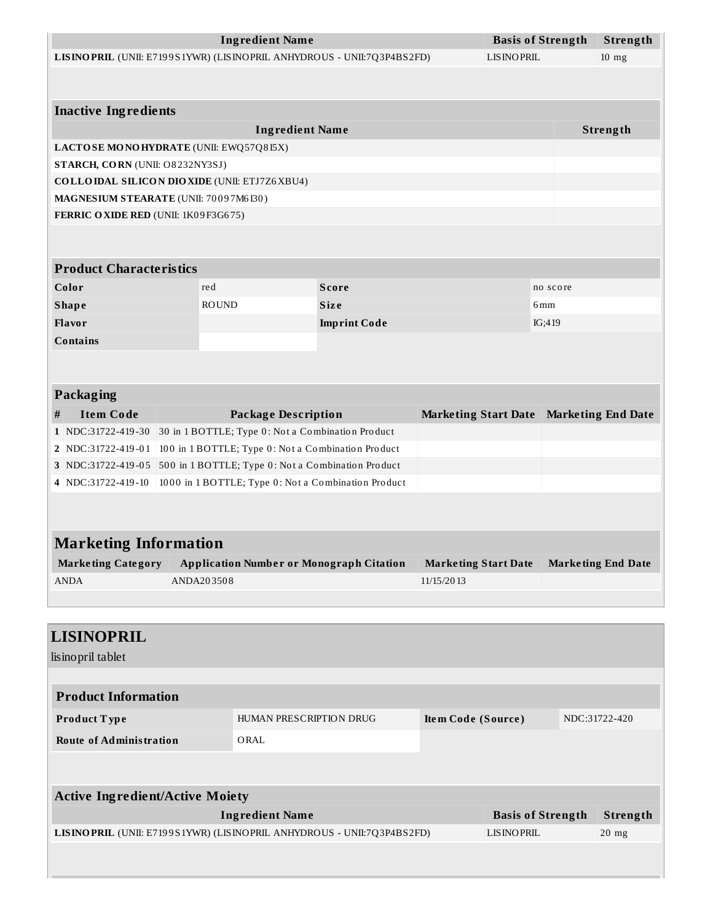| Ingredient Name | Basis of Strength | Strength |
|---|---|---|
| **LISINOPRIL** (UNII: E7199S1YWR) (LISINOPRIL ANHYDROUS - UNII:7Q3P4BS2FD) | LISINOPRIL | 10 mg |

### Inactive Ingredients

| Ingredient Name | Strength |
|---|---|
| **LACTOSE MONOHYDRATE** (UNII: EWQ57Q8I5X) | |
| **STARCH, CORN** (UNII: O8232NY3SJ) | |
| **COLLOIDAL SILICON DIOXIDE** (UNII: ETJ7Z6XBU4) | |
| **MAGNESIUM STEARATE** (UNII: 70097M6I30) | |
| **FERRIC OXIDE RED** (UNII: 1K09F3G675) | |

### Product Characteristics

| | | | |
|---|---|---|---|
| **Color** | red | **Score** | no score |
| **Shape** | ROUND | **Size** | 6mm |
| **Flavor** | | **Imprint Code** | IG;419 |
| **Contains** | | | |

### Packaging

| # | Item Code | Package Description | Marketing Start Date | Marketing End Date |
|---|---|---|---|---|
| 1 | NDC:31722-419-30 | 30 in 1 BOTTLE; Type 0: Not a Combination Product | | |
| 2 | NDC:31722-419-01 | 100 in 1 BOTTLE; Type 0: Not a Combination Product | | |
| 3 | NDC:31722-419-05 | 500 in 1 BOTTLE; Type 0: Not a Combination Product | | |
| 4 | NDC:31722-419-10 | 1000 in 1 BOTTLE; Type 0: Not a Combination Product | | |

## Marketing Information

| Marketing Category | Application Number or Monograph Citation | Marketing Start Date | Marketing End Date |
|---|---|---|---|
| ANDA | ANDA203508 | 11/15/2013 | |

# LISINOPRIL

lisinopril tablet

### Product Information

| | | | |
|---|---|---|---|
| **Product Type** | HUMAN PRESCRIPTION DRUG | **Item Code (Source)** | NDC:31722-420 |
| **Route of Administration** | ORAL | | |

### Active Ingredient/Active Moiety

| Ingredient Name | Basis of Strength | Strength |
|---|---|---|
| **LISINOPRIL** (UNII: E7199S1YWR) (LISINOPRIL ANHYDROUS - UNII:7Q3P4BS2FD) | LISINOPRIL | 20 mg |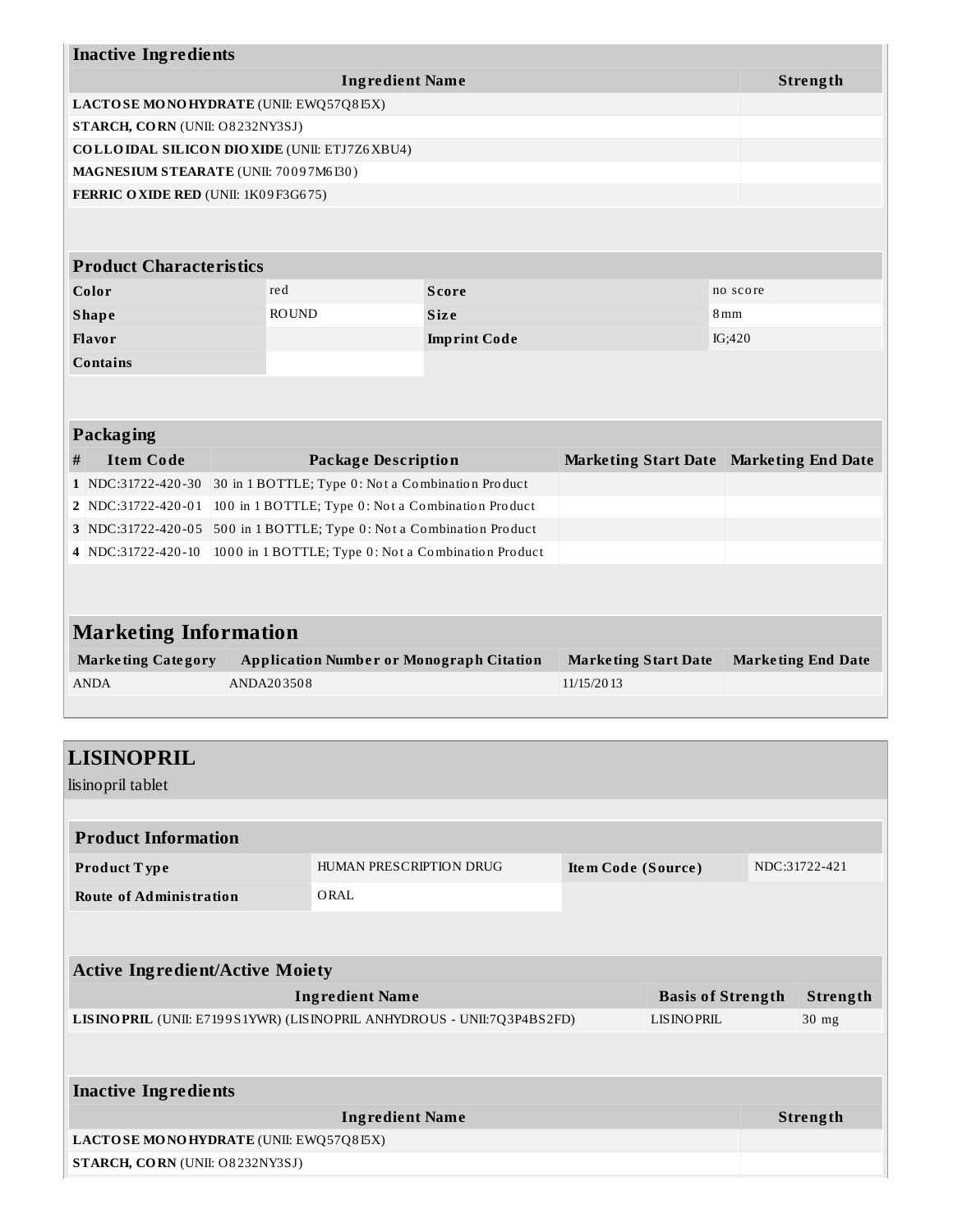| Inactive Ingredients | |
|---|---|
| **Ingredient Name** | **Strength** |
| **LACTOSE MONOHYDRATE** (UNII: EWQ57Q8I5X) | |
| **STARCH, CORN** (UNII: O8232NY3SJ) | |
| **COLLOIDAL SILICON DIOXIDE** (UNII: ETJ7Z6XBU4) | |
| **MAGNESIUM STEARATE** (UNII: 70097M6I30) | |
| **FERRIC OXIDE RED** (UNII: 1K09F3G675) | |

| Product Characteristics | | | |
|---|---|---|---|
| **Color** | red | **Score** | no score |
| **Shape** | ROUND | **Size** | 8mm |
| **Flavor** | | **Imprint Code** | IG;420 |
| **Contains** | | | |

| Packaging | | | | |
|---|---|---|---|---|
| **#** | **Item Code** | **Package Description** | **Marketing Start Date** | **Marketing End Date** |
| 1 | NDC:31722-420-30 | 30 in 1 BOTTLE; Type 0: Not a Combination Product | | |
| 2 | NDC:31722-420-01 | 100 in 1 BOTTLE; Type 0: Not a Combination Product | | |
| 3 | NDC:31722-420-05 | 500 in 1 BOTTLE; Type 0: Not a Combination Product | | |
| 4 | NDC:31722-420-10 | 1000 in 1 BOTTLE; Type 0: Not a Combination Product | | |

## Marketing Information

| Marketing Category | Application Number or Monograph Citation | Marketing Start Date | Marketing End Date |
|---|---|---|---|
| ANDA | ANDA203508 | 11/15/2013 | |

## LISINOPRIL

lisinopril tablet

| Product Information | | | |
|---|---|---|---|
| **Product Type** | HUMAN PRESCRIPTION DRUG | **Item Code (Source)** | NDC:31722-421 |
| **Route of Administration** | ORAL | | |

| Active Ingredient/Active Moiety | | |
|---|---|---|
| **Ingredient Name** | **Basis of Strength** | **Strength** |
| **LISINOPRIL** (UNII: E7199S1YWR) (LISINOPRIL ANHYDROUS - UNII:7Q3P4BS2FD) | LISINOPRIL | 30 mg |

| Inactive Ingredients | |
|---|---|
| **Ingredient Name** | **Strength** |
| **LACTOSE MONOHYDRATE** (UNII: EWQ57Q8I5X) | |
| **STARCH, CORN** (UNII: O8232NY3SJ) | |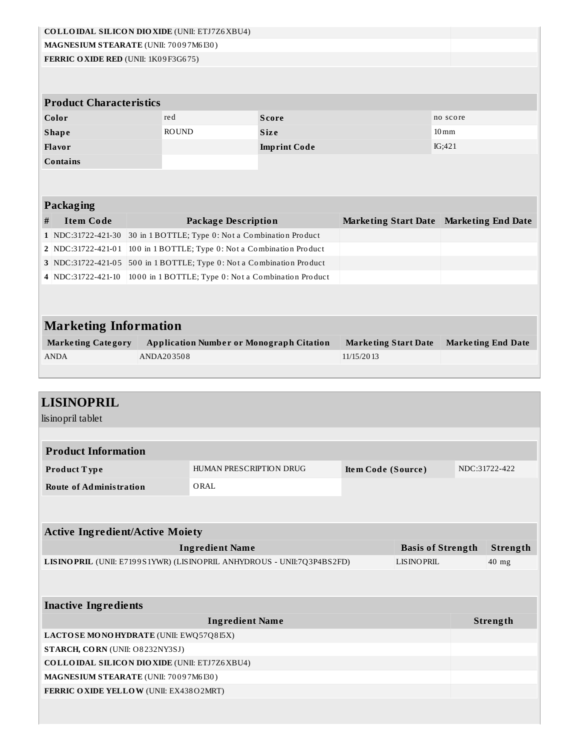| | |
|---|---|
| **COLLOIDAL SILICON DIOXIDE** (UNII: ETJ7Z6XBU4) | |
| **MAGNESIUM STEARATE** (UNII: 70097M6I30) | |
| **FERRIC OXIDE RED** (UNII: 1K09F3G675) | |

| Product Characteristics | | | |
|---|---|---|---|
| **Color** | red | **Score** | no score |
| **Shape** | ROUND | **Size** | 10mm |
| **Flavor** | | **Imprint Code** | IG;421 |
| **Contains** | | | |

| Packaging | | | | |
|---|---|---|---|---|
| **#** | **Item Code** | **Package Description** | **Marketing Start Date** | **Marketing End Date** |
| 1 | NDC:31722-421-30 | 30 in 1 BOTTLE; Type 0: Not a Combination Product | | |
| 2 | NDC:31722-421-01 | 100 in 1 BOTTLE; Type 0: Not a Combination Product | | |
| 3 | NDC:31722-421-05 | 500 in 1 BOTTLE; Type 0: Not a Combination Product | | |
| 4 | NDC:31722-421-10 | 1000 in 1 BOTTLE; Type 0: Not a Combination Product | | |

| Marketing Information | | | |
|---|---|---|---|
| **Marketing Category** | **Application Number or Monograph Citation** | **Marketing Start Date** | **Marketing End Date** |
| ANDA | ANDA203508 | 11/15/2013 | |

## LISINOPRIL

lisinopril tablet

| Product Information | | | |
|---|---|---|---|
| **Product Type** | HUMAN PRESCRIPTION DRUG | **Item Code (Source)** | NDC:31722-422 |
| **Route of Administration** | ORAL | | |

| Active Ingredient/Active Moiety | | |
|---|---|---|
| **Ingredient Name** | **Basis of Strength** | **Strength** |
| **LISINOPRIL** (UNII: E7199S1YWR) (LISINOPRIL ANHYDROUS - UNII:7Q3P4BS2FD) | LISINOPRIL | 40 mg |

| Inactive Ingredients | |
|---|---|
| **Ingredient Name** | **Strength** |
| **LACTOSE MONOHYDRATE** (UNII: EWQ57Q8I5X) | |
| **STARCH, CORN** (UNII: O8232NY3SJ) | |
| **COLLOIDAL SILICON DIOXIDE** (UNII: ETJ7Z6XBU4) | |
| **MAGNESIUM STEARATE** (UNII: 70097M6I30) | |
| **FERRIC OXIDE YELLOW** (UNII: EX438O2MRT) | |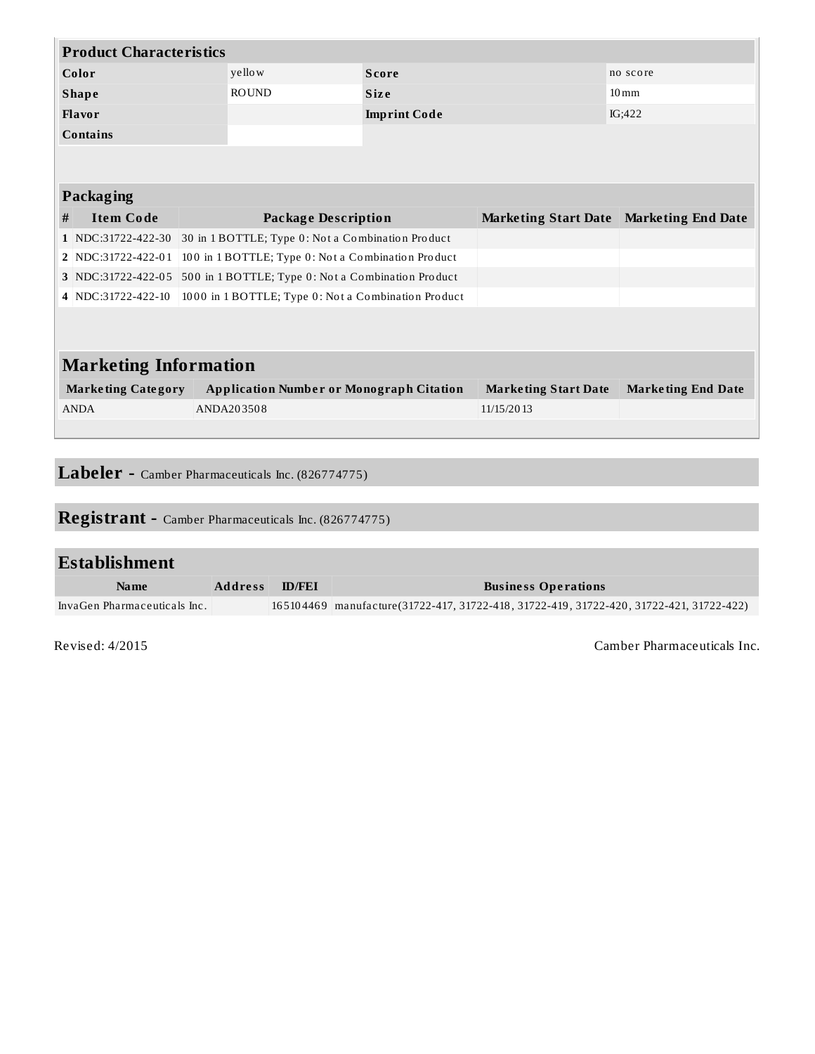| Product Characteristics | | | |
|---|---|---|---|
| **Color** | yellow | **Score** | no score |
| **Shape** | ROUND | **Size** | 10mm |
| **Flavor** | | **Imprint Code** | IG;422 |
| **Contains** | | | |

**Packaging**

| # | Item Code | Package Description | Marketing Start Date | Marketing End Date |
|---|---|---|---|---|
| 1 | NDC:31722-422-30 | 30 in 1 BOTTLE; Type 0: Not a Combination Product | | |
| 2 | NDC:31722-422-01 | 100 in 1 BOTTLE; Type 0: Not a Combination Product | | |
| 3 | NDC:31722-422-05 | 500 in 1 BOTTLE; Type 0: Not a Combination Product | | |
| 4 | NDC:31722-422-10 | 1000 in 1 BOTTLE; Type 0: Not a Combination Product | | |

## Marketing Information

| Marketing Category | Application Number or Monograph Citation | Marketing Start Date | Marketing End Date |
|---|---|---|---|
| ANDA | ANDA203508 | 11/15/2013 | |

## Labeler - Camber Pharmaceuticals Inc. (826774775)

## Registrant - Camber Pharmaceuticals Inc. (826774775)

## Establishment

| Name | Address | ID/FEI | Business Operations |
|---|---|---|---|
| InvaGen Pharmaceuticals Inc. | | 165104469 | manufacture(31722-417, 31722-418, 31722-419, 31722-420, 31722-421, 31722-422) |

Revised: 4/2015

Camber Pharmaceuticals Inc.